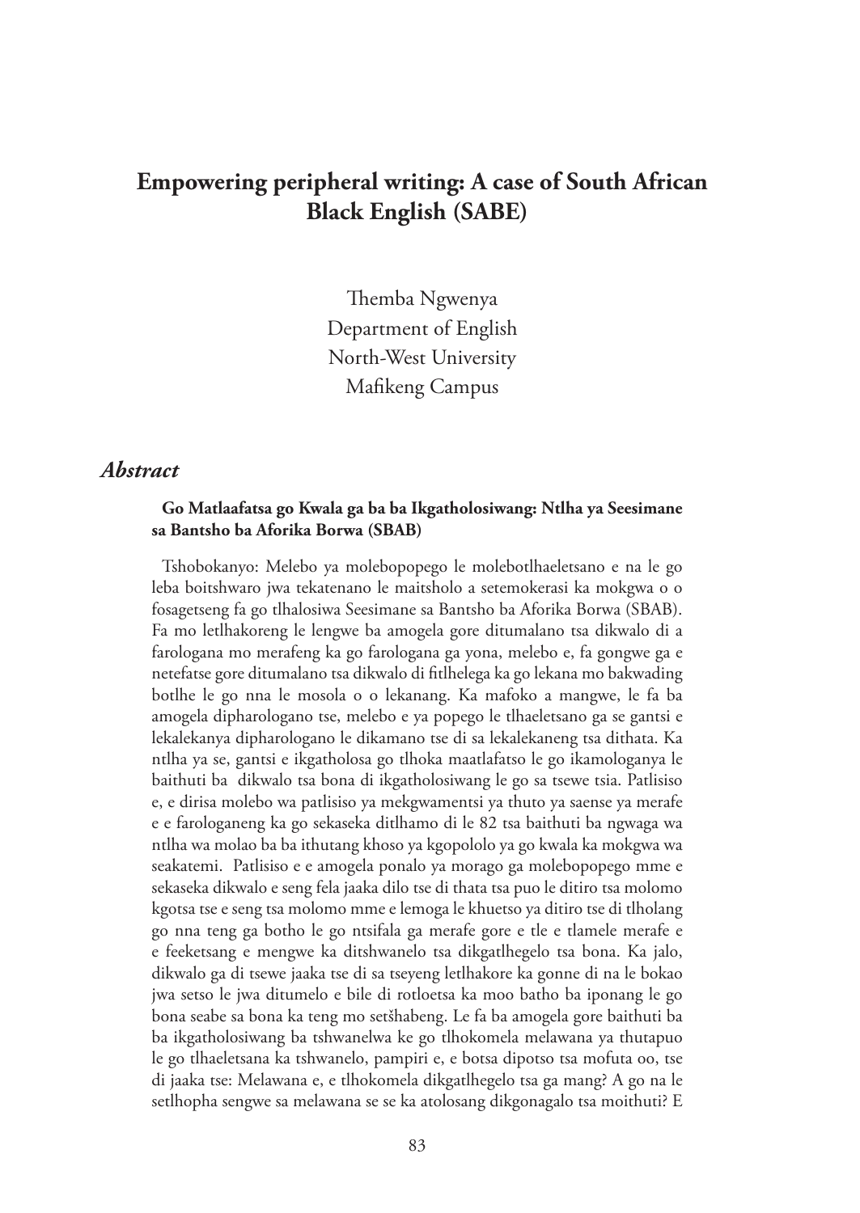# Empowering peripheral writing: A case of South African Black English (SABE)

Themba Ngwenya
Department of English
North-West University
Mafikeng Campus

## *Abstract*

**Go Matlaafatsa go Kwala ga ba ba Ikgatholosiwang: Ntlha ya Seesimane sa Bantsho ba Aforika Borwa (SBAB)**

Tshobokanyo: Melebo ya molebopopego le molebotlhaeletsano e na le go leba boitshwaro jwa tekatenano le maitsholo a setemokerasi ka mokgwa o o fosagetseng fa go tlhalosiwa Seesimane sa Bantsho ba Aforika Borwa (SBAB). Fa mo letlhakoreng le lengwe ba amogela gore ditumalano tsa dikwalo di a farologana mo merafeng ka go farologana ga yona, melebo e, fa gongwe ga e netefatse gore ditumalano tsa dikwalo di fitlhelega ka go lekana mo bakwading botlhe le go nna le mosola o o lekanang. Ka mafoko a mangwe, le fa ba amogela dipharologano tse, melebo e ya popego le tlhaeletsano ga se gantsi e lekalekanya dipharologano le dikamano tse di sa lekalekaneng tsa dithata. Ka ntlha ya se, gantsi e ikgatholosa go tlhoka maatlafatso le go ikamologanya le baithuti ba dikwalo tsa bona di ikgatholosiwang le go sa tsewe tsia. Patlisiso e, e dirisa molebo wa patlisiso ya mekgwamentsi ya thuto ya saense ya merafe e e farologaneng ka go sekaseka ditlhamo di le 82 tsa baithuti ba ngwaga wa ntlha wa molao ba ba ithutang khoso ya kgopololo ya go kwala ka mokgwa wa seakatemi. Patlisiso e e amogela ponalo ya morago ga molebopopego mme e sekaseka dikwalo e seng fela jaaka dilo tse di thata tsa puo le ditiro tsa molomo kgotsa tse e seng tsa molomo mme e lemoga le khuetso ya ditiro tse di tlholang go nna teng ga botho le go ntsifala ga merafe gore e tle e tlamele merafe e e feeketsang e mengwe ka ditshwanelo tsa dikgatlhegelo tsa bona. Ka jalo, dikwalo ga di tsewe jaaka tse di sa tseyeng letlhakore ka gonne di na le bokao jwa setso le jwa ditumelo e bile di rotloetsa ka moo batho ba iponang le go bona seabe sa bona ka teng mo setšhabeng. Le fa ba amogela gore baithuti ba ba ikgatholosiwang ba tshwanelwa ke go tlhokomela melawana ya thutapuo le go tlhaeletsana ka tshwanelo, pampiri e, e botsa dipotso tsa mofuta oo, tse di jaaka tse: Melawana e, e tlhokomela dikgatlhegelo tsa ga mang? A go na le setlhopha sengwe sa melawana se se ka atolosang dikgonagalo tsa moithuti? E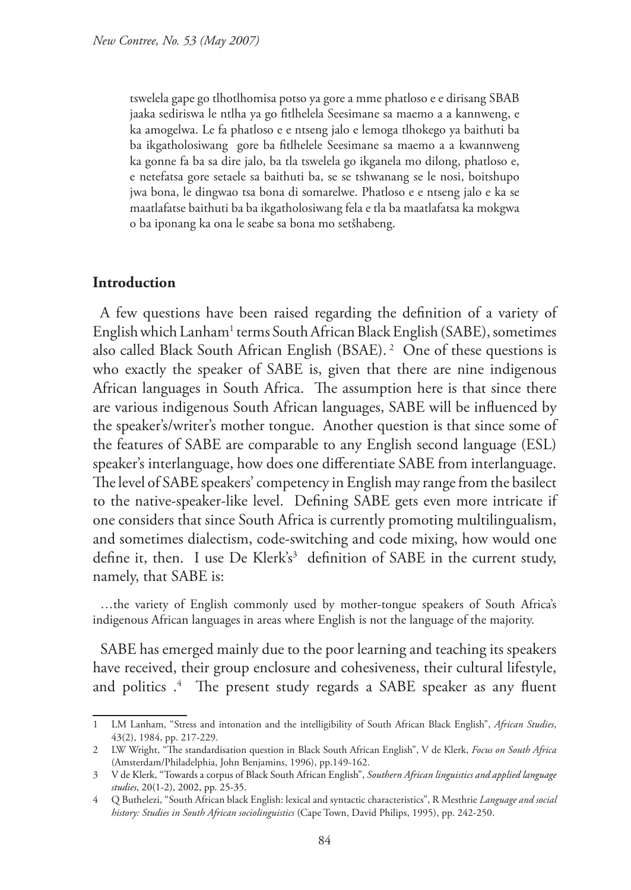tswelela gape go tlhotlhomisa potso ya gore a mme phatloso e e dirisang SBAB jaaka sediriswa le ntlha ya go fitlhelela Seesimane sa maemo a a kannweng, e ka amogelwa. Le fa phatloso e e ntseng jalo e lemoga tlhokego ya baithuti ba ba ikgatholosiwang gore ba fitlhelele Seesimane sa maemo a a kwannweng ka gonne fa ba sa dire jalo, ba tla tswelela go ikganela mo dilong, phatloso e, e netefatsa gore setaele sa baithuti ba, se se tshwanang se le nosi, boitshupo jwa bona, le dingwao tsa bona di somarelwe. Phatloso e e ntseng jalo e ka se maatlafatse baithuti ba ba ikgatholosiwang fela e tla ba maatlafatsa ka mokgwa o ba iponang ka ona le seabe sa bona mo setšhabeng.

## Introduction

A few questions have been raised regarding the definition of a variety of English which Lanham[1] terms South African Black English (SABE), sometimes also called Black South African English (BSAE).[2] One of these questions is who exactly the speaker of SABE is, given that there are nine indigenous African languages in South Africa. The assumption here is that since there are various indigenous South African languages, SABE will be influenced by the speaker's/writer's mother tongue. Another question is that since some of the features of SABE are comparable to any English second language (ESL) speaker's interlanguage, how does one differentiate SABE from interlanguage. The level of SABE speakers' competency in English may range from the basilect to the native-speaker-like level. Defining SABE gets even more intricate if one considers that since South Africa is currently promoting multilingualism, and sometimes dialectism, code-switching and code mixing, how would one define it, then. I use De Klerk's[3] definition of SABE in the current study, namely, that SABE is:

> …the variety of English commonly used by mother-tongue speakers of South Africa's indigenous African languages in areas where English is not the language of the majority.

SABE has emerged mainly due to the poor learning and teaching its speakers have received, their group enclosure and cohesiveness, their cultural lifestyle, and politics .[4] The present study regards a SABE speaker as any fluent

---

1 LM Lanham, "Stress and intonation and the intelligibility of South African Black English", *African Studies*, 43(2), 1984, pp. 217-229.

2 LW Wright, "The standardisation question in Black South African English", V de Klerk, *Focus on South Africa* (Amsterdam/Philadelphia, John Benjamins, 1996), pp.149-162.

3 V de Klerk, "Towards a corpus of Black South African English", *Southern African linguistics and applied language studies*, 20(1-2), 2002, pp. 25-35.

4 Q Buthelezi, "South African black English: lexical and syntactic characteristics", R Mesthrie *Language and social history: Studies in South African sociolinguistics* (Cape Town, David Philips, 1995), pp. 242-250.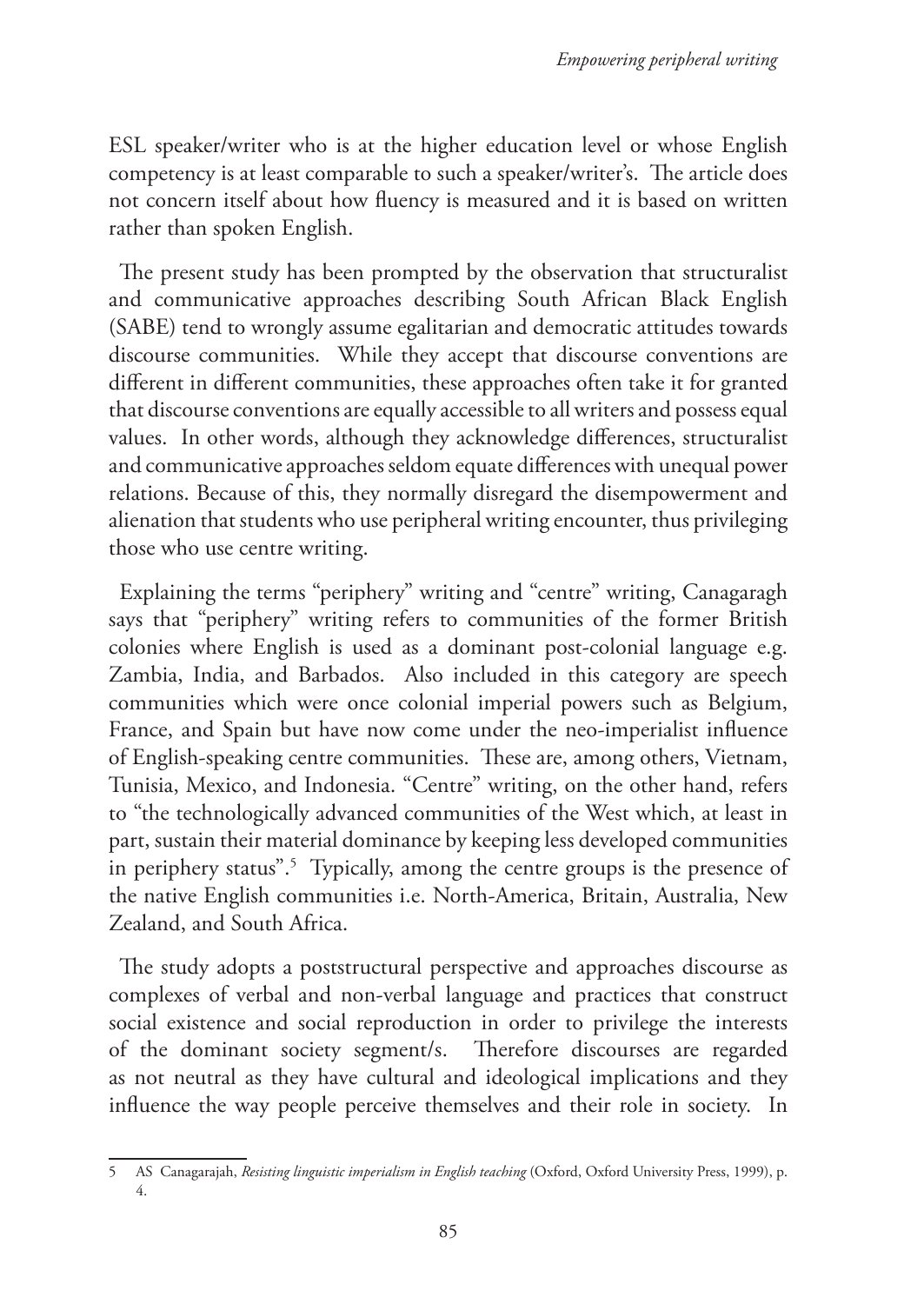ESL speaker/writer who is at the higher education level or whose English competency is at least comparable to such a speaker/writer's. The article does not concern itself about how fluency is measured and it is based on written rather than spoken English.

The present study has been prompted by the observation that structuralist and communicative approaches describing South African Black English (SABE) tend to wrongly assume egalitarian and democratic attitudes towards discourse communities. While they accept that discourse conventions are different in different communities, these approaches often take it for granted that discourse conventions are equally accessible to all writers and possess equal values. In other words, although they acknowledge differences, structuralist and communicative approaches seldom equate differences with unequal power relations. Because of this, they normally disregard the disempowerment and alienation that students who use peripheral writing encounter, thus privileging those who use centre writing.

Explaining the terms "periphery" writing and "centre" writing, Canagaragh says that "periphery" writing refers to communities of the former British colonies where English is used as a dominant post-colonial language e.g. Zambia, India, and Barbados. Also included in this category are speech communities which were once colonial imperial powers such as Belgium, France, and Spain but have now come under the neo-imperialist influence of English-speaking centre communities. These are, among others, Vietnam, Tunisia, Mexico, and Indonesia. "Centre" writing, on the other hand, refers to "the technologically advanced communities of the West which, at least in part, sustain their material dominance by keeping less developed communities in periphery status".[5] Typically, among the centre groups is the presence of the native English communities i.e. North-America, Britain, Australia, New Zealand, and South Africa.

The study adopts a poststructural perspective and approaches discourse as complexes of verbal and non-verbal language and practices that construct social existence and social reproduction in order to privilege the interests of the dominant society segment/s. Therefore discourses are regarded as not neutral as they have cultural and ideological implications and they influence the way people perceive themselves and their role in society. In

---

5 AS Canagarajah, *Resisting linguistic imperialism in English teaching* (Oxford, Oxford University Press, 1999), p. 4.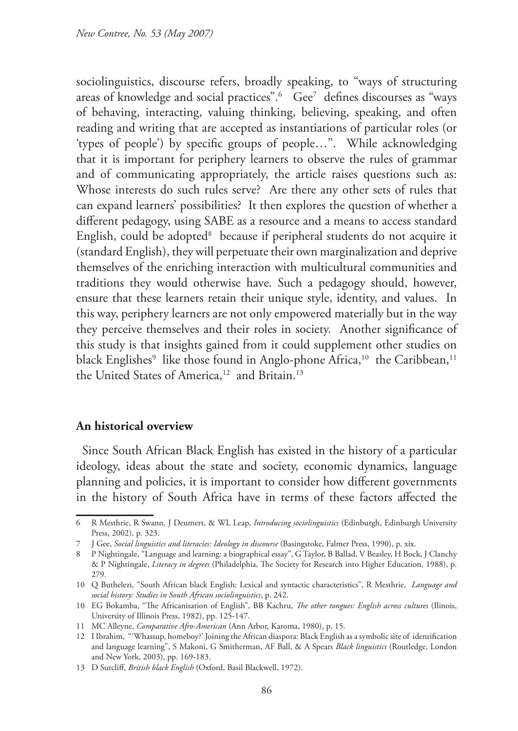sociolinguistics, discourse refers, broadly speaking, to "ways of structuring areas of knowledge and social practices".[6] Gee[7] defines discourses as "ways of behaving, interacting, valuing thinking, believing, speaking, and often reading and writing that are accepted as instantiations of particular roles (or 'types of people') by specific groups of people…". While acknowledging that it is important for periphery learners to observe the rules of grammar and of communicating appropriately, the article raises questions such as: Whose interests do such rules serve? Are there any other sets of rules that can expand learners' possibilities? It then explores the question of whether a different pedagogy, using SABE as a resource and a means to access standard English, could be adopted[8] because if peripheral students do not acquire it (standard English), they will perpetuate their own marginalization and deprive themselves of the enriching interaction with multicultural communities and traditions they would otherwise have. Such a pedagogy should, however, ensure that these learners retain their unique style, identity, and values. In this way, periphery learners are not only empowered materially but in the way they perceive themselves and their roles in society. Another significance of this study is that insights gained from it could supplement other studies on black Englishes[9] like those found in Anglo-phone Africa,[10] the Caribbean,[11] the United States of America,[12] and Britain.[13]

## An historical overview

Since South African Black English has existed in the history of a particular ideology, ideas about the state and society, economic dynamics, language planning and policies, it is important to consider how different governments in the history of South Africa have in terms of these factors affected the

---

6 R Mesthrie, R Swann, J Deumert, & WL Leap, *Introducing sociolinguistics* (Edinburgh, Edinburgh University Press, 2002), p. 323.

7 J Gee, *Social linguistics and literacies: Ideology in discourse* (Basingstoke, Falmer Press, 1990), p. xix.

8 P Nightingale, "Language and learning: a biographical essay", G Taylor, B Ballad, V Beasley, H Bock, J Clanchy & P Nightingale, *Literacy in degrees* (Philadelphia, The Society for Research into Higher Education, 1988), p. 279.

10 Q Buthelezi, "South African black English: Lexical and syntactic characteristics", R Mesthrie, *Language and social history: Studies in South African sociolinguistics*, p. 242.

10 EG Bokamba, "The Africanisation of English", BB Kachru, *The other tongues: English across cultures* (Ilinois, University of Illinois Press, 1982), pp. 125-147.

11 MC Alleyne, *Comparative Afro-American* (Ann Arbor, Karoma, 1980), p. 15.

12 I Ibrahim, "'Whassup, homeboy?' Joining the African diaspora: Black English as a symbolic site of identification and language learning", S Makoni, G Smitherman, AF Ball, & A Spears *Black linguistics* (Routledge, London and New York, 2003), pp. 169-183.

13 D Sutcliff, *British black English* (Oxford, Basil Blackwell, 1972).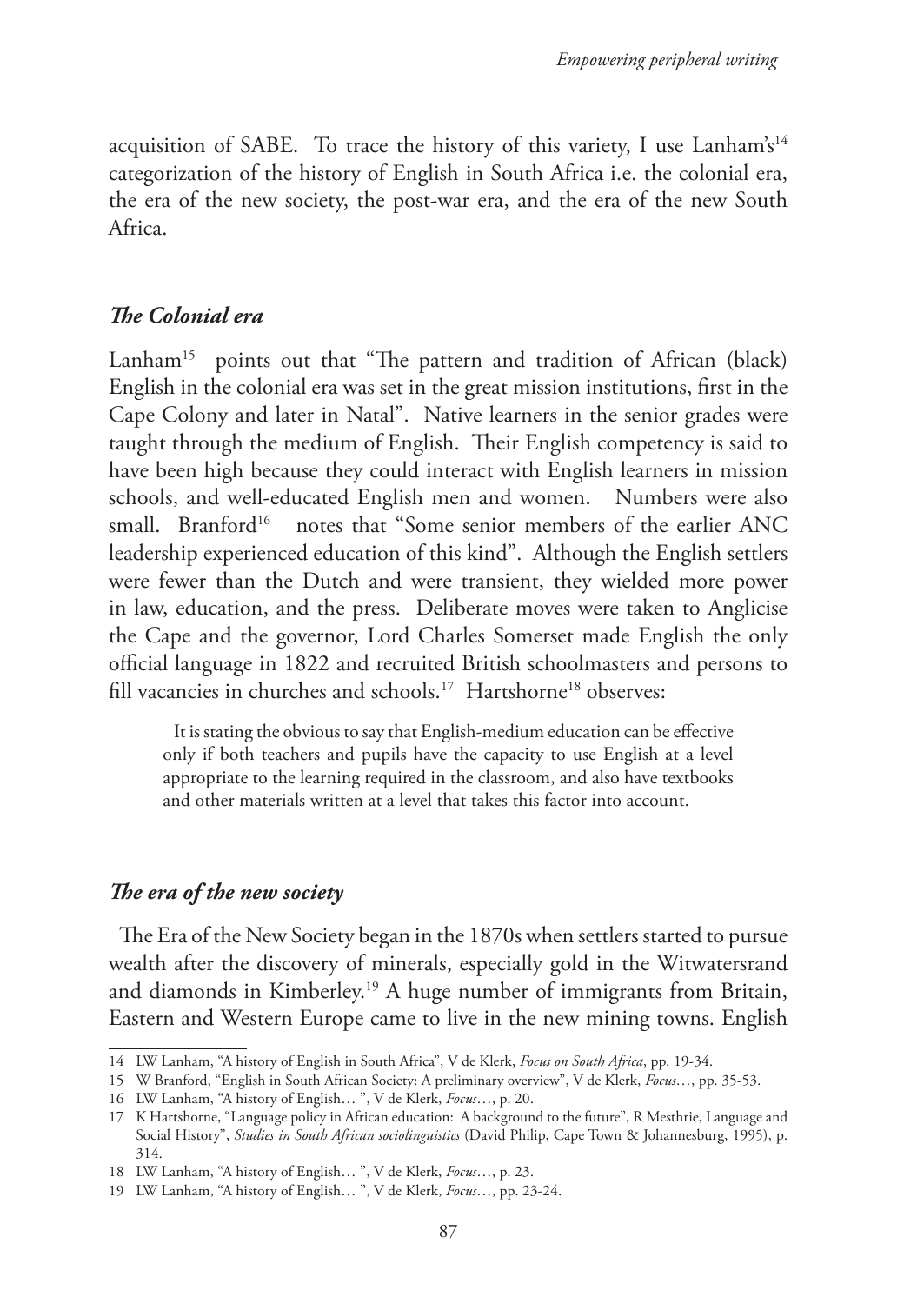acquisition of SABE. To trace the history of this variety, I use Lanham's[14] categorization of the history of English in South Africa i.e. the colonial era, the era of the new society, the post-war era, and the era of the new South Africa.

### *The Colonial era*

Lanham[15] points out that "The pattern and tradition of African (black) English in the colonial era was set in the great mission institutions, first in the Cape Colony and later in Natal". Native learners in the senior grades were taught through the medium of English. Their English competency is said to have been high because they could interact with English learners in mission schools, and well-educated English men and women. Numbers were also small. Branford[16] notes that "Some senior members of the earlier ANC leadership experienced education of this kind". Although the English settlers were fewer than the Dutch and were transient, they wielded more power in law, education, and the press. Deliberate moves were taken to Anglicise the Cape and the governor, Lord Charles Somerset made English the only official language in 1822 and recruited British schoolmasters and persons to fill vacancies in churches and schools.[17] Hartshorne[18] observes:

> It is stating the obvious to say that English-medium education can be effective only if both teachers and pupils have the capacity to use English at a level appropriate to the learning required in the classroom, and also have textbooks and other materials written at a level that takes this factor into account.

### *The era of the new society*

The Era of the New Society began in the 1870s when settlers started to pursue wealth after the discovery of minerals, especially gold in the Witwatersrand and diamonds in Kimberley.[19] A huge number of immigrants from Britain, Eastern and Western Europe came to live in the new mining towns. English

---

14 LW Lanham, "A history of English in South Africa", V de Klerk, *Focus on South Africa*, pp. 19-34.

15 W Branford, "English in South African Society: A preliminary overview", V de Klerk, *Focus*…, pp. 35-53.

16 LW Lanham, "A history of English… ", V de Klerk, *Focus*…, p. 20.

17 K Hartshorne, "Language policy in African education: A background to the future", R Mesthrie, Language and Social History", *Studies in South African sociolinguistics* (David Philip, Cape Town & Johannesburg, 1995), p. 314.

18 LW Lanham, "A history of English… ", V de Klerk, *Focus*…, p. 23.

19 LW Lanham, "A history of English… ", V de Klerk, *Focus*…, pp. 23-24.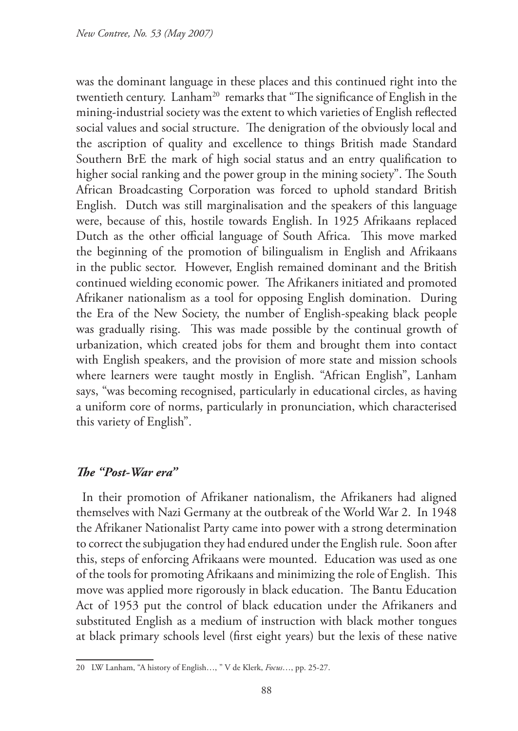was the dominant language in these places and this continued right into the twentieth century. Lanham[20] remarks that "The significance of English in the mining-industrial society was the extent to which varieties of English reflected social values and social structure. The denigration of the obviously local and the ascription of quality and excellence to things British made Standard Southern BrE the mark of high social status and an entry qualification to higher social ranking and the power group in the mining society". The South African Broadcasting Corporation was forced to uphold standard British English. Dutch was still marginalisation and the speakers of this language were, because of this, hostile towards English. In 1925 Afrikaans replaced Dutch as the other official language of South Africa. This move marked the beginning of the promotion of bilingualism in English and Afrikaans in the public sector. However, English remained dominant and the British continued wielding economic power. The Afrikaners initiated and promoted Afrikaner nationalism as a tool for opposing English domination. During the Era of the New Society, the number of English-speaking black people was gradually rising. This was made possible by the continual growth of urbanization, which created jobs for them and brought them into contact with English speakers, and the provision of more state and mission schools where learners were taught mostly in English. "African English", Lanham says, "was becoming recognised, particularly in educational circles, as having a uniform core of norms, particularly in pronunciation, which characterised this variety of English".

### *The "Post-War era"*

In their promotion of Afrikaner nationalism, the Afrikaners had aligned themselves with Nazi Germany at the outbreak of the World War 2. In 1948 the Afrikaner Nationalist Party came into power with a strong determination to correct the subjugation they had endured under the English rule. Soon after this, steps of enforcing Afrikaans were mounted. Education was used as one of the tools for promoting Afrikaans and minimizing the role of English. This move was applied more rigorously in black education. The Bantu Education Act of 1953 put the control of black education under the Afrikaners and substituted English as a medium of instruction with black mother tongues at black primary schools level (first eight years) but the lexis of these native

---

20 LW Lanham, "A history of English…, " V de Klerk, *Focus*…, pp. 25-27.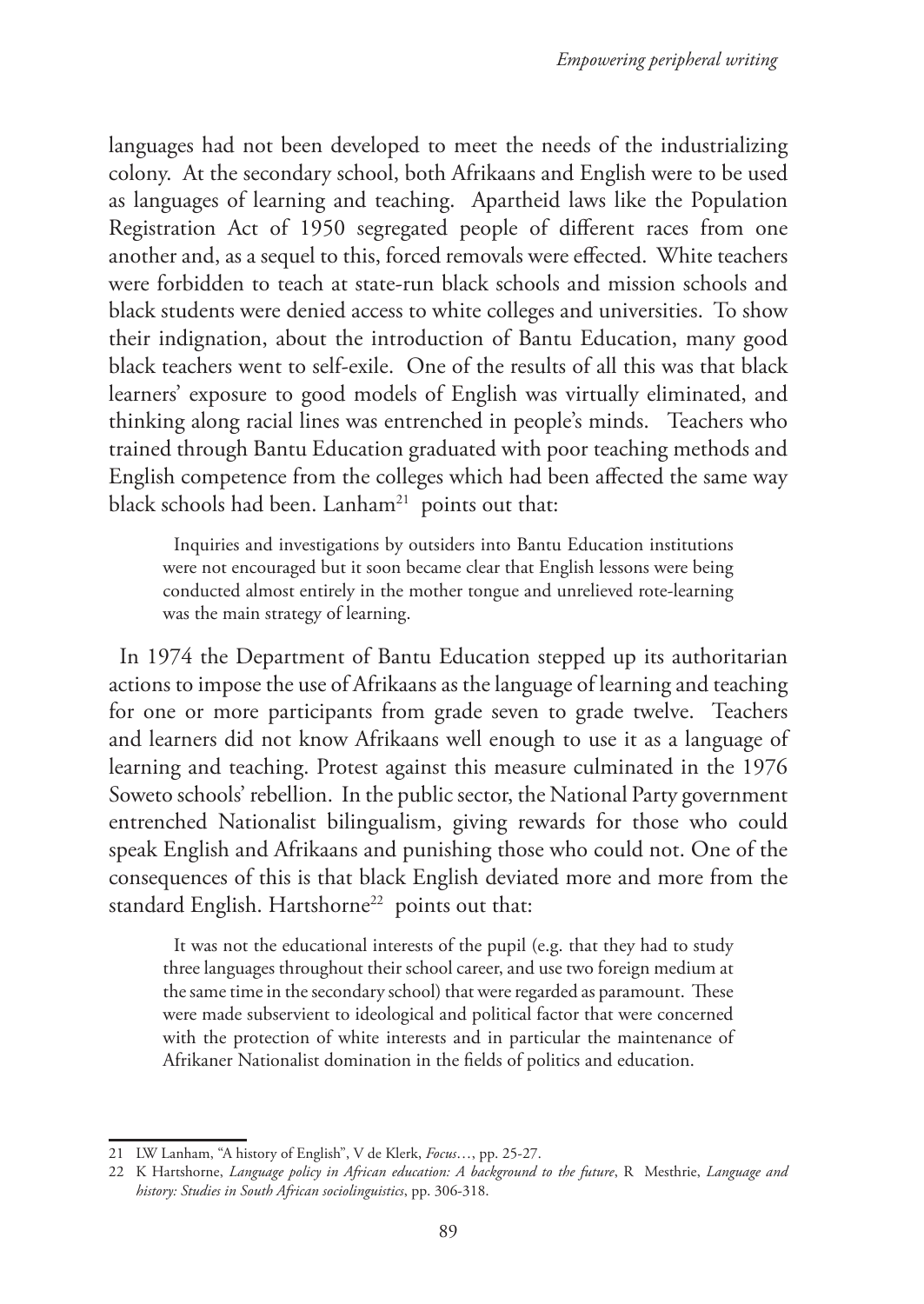languages had not been developed to meet the needs of the industrializing colony. At the secondary school, both Afrikaans and English were to be used as languages of learning and teaching. Apartheid laws like the Population Registration Act of 1950 segregated people of different races from one another and, as a sequel to this, forced removals were effected. White teachers were forbidden to teach at state-run black schools and mission schools and black students were denied access to white colleges and universities. To show their indignation, about the introduction of Bantu Education, many good black teachers went to self-exile. One of the results of all this was that black learners' exposure to good models of English was virtually eliminated, and thinking along racial lines was entrenched in people's minds. Teachers who trained through Bantu Education graduated with poor teaching methods and English competence from the colleges which had been affected the same way black schools had been. Lanham[21] points out that:

> Inquiries and investigations by outsiders into Bantu Education institutions were not encouraged but it soon became clear that English lessons were being conducted almost entirely in the mother tongue and unrelieved rote-learning was the main strategy of learning.

In 1974 the Department of Bantu Education stepped up its authoritarian actions to impose the use of Afrikaans as the language of learning and teaching for one or more participants from grade seven to grade twelve. Teachers and learners did not know Afrikaans well enough to use it as a language of learning and teaching. Protest against this measure culminated in the 1976 Soweto schools' rebellion. In the public sector, the National Party government entrenched Nationalist bilingualism, giving rewards for those who could speak English and Afrikaans and punishing those who could not. One of the consequences of this is that black English deviated more and more from the standard English. Hartshorne[22] points out that:

> It was not the educational interests of the pupil (e.g. that they had to study three languages throughout their school career, and use two foreign medium at the same time in the secondary school) that were regarded as paramount. These were made subservient to ideological and political factor that were concerned with the protection of white interests and in particular the maintenance of Afrikaner Nationalist domination in the fields of politics and education.

---

21 LW Lanham, "A history of English", V de Klerk, *Focus*…, pp. 25-27.

22 K Hartshorne, *Language policy in African education: A background to the future*, R Mesthrie, *Language and history: Studies in South African sociolinguistics*, pp. 306-318.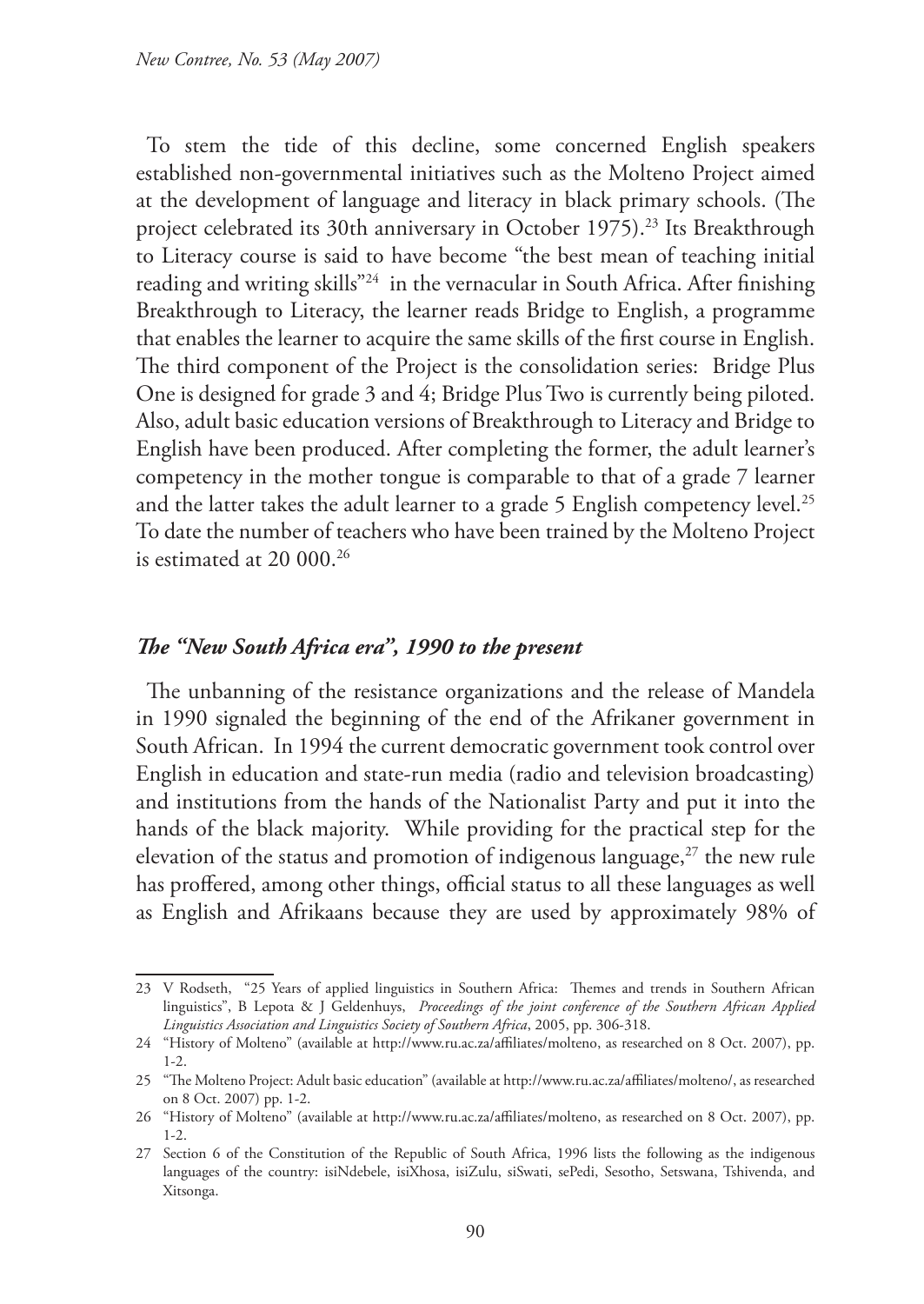To stem the tide of this decline, some concerned English speakers established non-governmental initiatives such as the Molteno Project aimed at the development of language and literacy in black primary schools. (The project celebrated its 30th anniversary in October 1975).[23] Its Breakthrough to Literacy course is said to have become "the best mean of teaching initial reading and writing skills"[24] in the vernacular in South Africa. After finishing Breakthrough to Literacy, the learner reads Bridge to English, a programme that enables the learner to acquire the same skills of the first course in English. The third component of the Project is the consolidation series: Bridge Plus One is designed for grade 3 and 4; Bridge Plus Two is currently being piloted. Also, adult basic education versions of Breakthrough to Literacy and Bridge to English have been produced. After completing the former, the adult learner's competency in the mother tongue is comparable to that of a grade 7 learner and the latter takes the adult learner to a grade 5 English competency level.[25] To date the number of teachers who have been trained by the Molteno Project is estimated at 20 000.[26]

### *The "New South Africa era", 1990 to the present*

The unbanning of the resistance organizations and the release of Mandela in 1990 signaled the beginning of the end of the Afrikaner government in South African. In 1994 the current democratic government took control over English in education and state-run media (radio and television broadcasting) and institutions from the hands of the Nationalist Party and put it into the hands of the black majority. While providing for the practical step for the elevation of the status and promotion of indigenous language,[27] the new rule has proffered, among other things, official status to all these languages as well as English and Afrikaans because they are used by approximately 98% of

---

23 V Rodseth, "25 Years of applied linguistics in Southern Africa: Themes and trends in Southern African linguistics", B Lepota & J Geldenhuys, *Proceedings of the joint conference of the Southern African Applied Linguistics Association and Linguistics Society of Southern Africa*, 2005, pp. 306-318.

24 "History of Molteno" (available at http://www.ru.ac.za/affiliates/molteno, as researched on 8 Oct. 2007), pp. 1-2.

25 "The Molteno Project: Adult basic education" (available at http://www.ru.ac.za/affiliates/molteno/, as researched on 8 Oct. 2007) pp. 1-2.

26 "History of Molteno" (available at http://www.ru.ac.za/affiliates/molteno, as researched on 8 Oct. 2007), pp. 1-2.

27 Section 6 of the Constitution of the Republic of South Africa, 1996 lists the following as the indigenous languages of the country: isiNdebele, isiXhosa, isiZulu, siSwati, sePedi, Sesotho, Setswana, Tshivenda, and Xitsonga.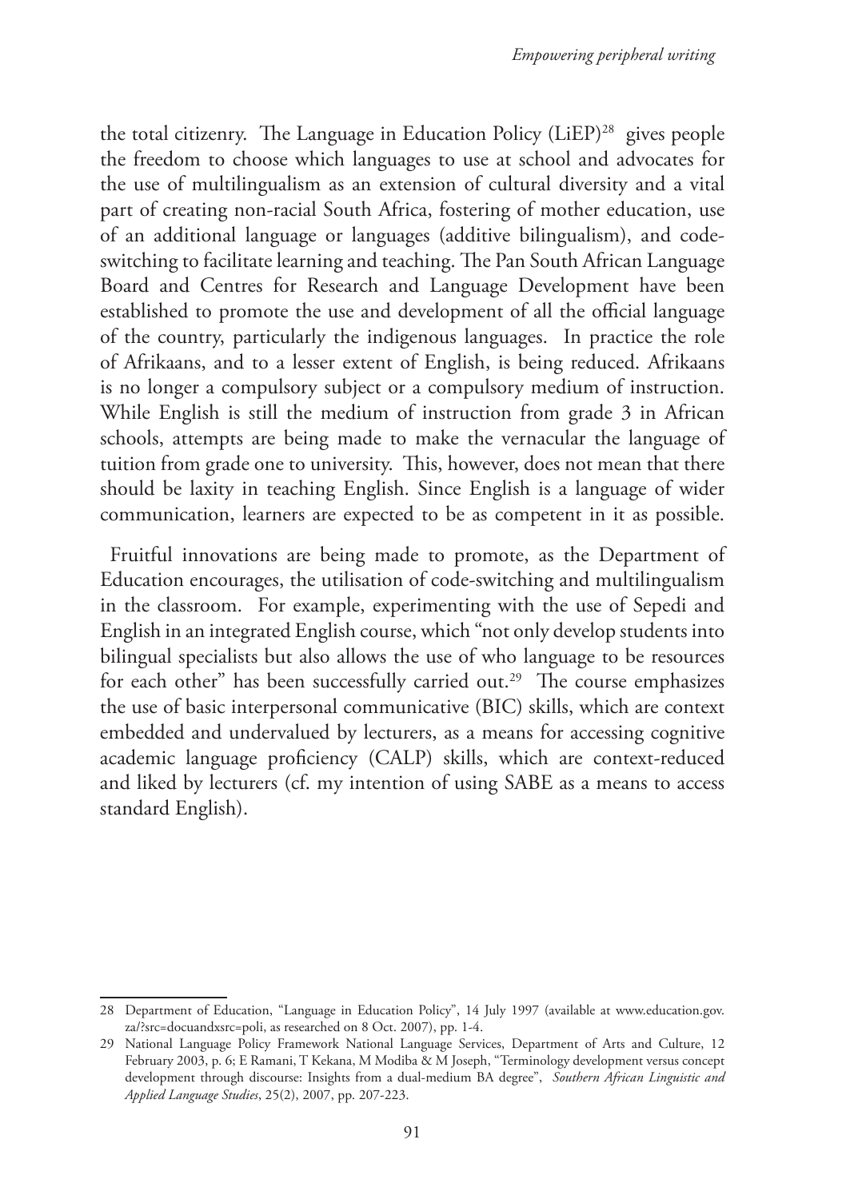the total citizenry. The Language in Education Policy (LiEP)[28] gives people the freedom to choose which languages to use at school and advocates for the use of multilingualism as an extension of cultural diversity and a vital part of creating non-racial South Africa, fostering of mother education, use of an additional language or languages (additive bilingualism), and code-switching to facilitate learning and teaching. The Pan South African Language Board and Centres for Research and Language Development have been established to promote the use and development of all the official language of the country, particularly the indigenous languages. In practice the role of Afrikaans, and to a lesser extent of English, is being reduced. Afrikaans is no longer a compulsory subject or a compulsory medium of instruction. While English is still the medium of instruction from grade 3 in African schools, attempts are being made to make the vernacular the language of tuition from grade one to university. This, however, does not mean that there should be laxity in teaching English. Since English is a language of wider communication, learners are expected to be as competent in it as possible.

Fruitful innovations are being made to promote, as the Department of Education encourages, the utilisation of code-switching and multilingualism in the classroom. For example, experimenting with the use of Sepedi and English in an integrated English course, which "not only develop students into bilingual specialists but also allows the use of who language to be resources for each other" has been successfully carried out.[29] The course emphasizes the use of basic interpersonal communicative (BIC) skills, which are context embedded and undervalued by lecturers, as a means for accessing cognitive academic language proficiency (CALP) skills, which are context-reduced and liked by lecturers (cf. my intention of using SABE as a means to access standard English).

---

28 Department of Education, "Language in Education Policy", 14 July 1997 (available at www.education.gov.za/?src=docuandxsrc=poli, as researched on 8 Oct. 2007), pp. 1-4.

29 National Language Policy Framework National Language Services, Department of Arts and Culture, 12 February 2003, p. 6; E Ramani, T Kekana, M Modiba & M Joseph, "Terminology development versus concept development through discourse: Insights from a dual-medium BA degree", *Southern African Linguistic and Applied Language Studies*, 25(2), 2007, pp. 207-223.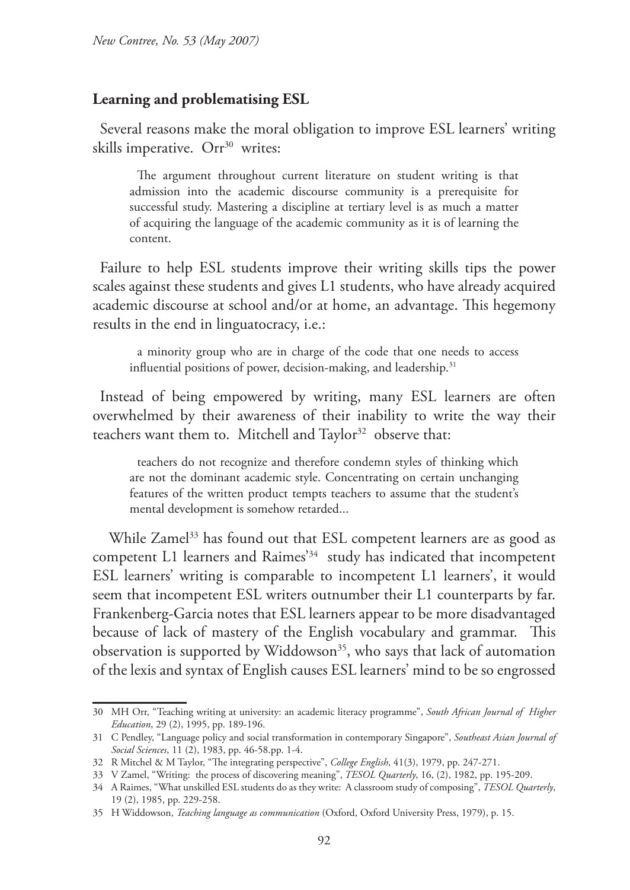## Learning and problematising ESL

Several reasons make the moral obligation to improve ESL learners' writing skills imperative. Orr[30] writes:

> The argument throughout current literature on student writing is that admission into the academic discourse community is a prerequisite for successful study. Mastering a discipline at tertiary level is as much a matter of acquiring the language of the academic community as it is of learning the content.

Failure to help ESL students improve their writing skills tips the power scales against these students and gives L1 students, who have already acquired academic discourse at school and/or at home, an advantage. This hegemony results in the end in linguatocracy, i.e.:

> a minority group who are in charge of the code that one needs to access influential positions of power, decision-making, and leadership.[31]

Instead of being empowered by writing, many ESL learners are often overwhelmed by their awareness of their inability to write the way their teachers want them to. Mitchell and Taylor[32] observe that:

> teachers do not recognize and therefore condemn styles of thinking which are not the dominant academic style. Concentrating on certain unchanging features of the written product tempts teachers to assume that the student's mental development is somehow retarded...

While Zamel[33] has found out that ESL competent learners are as good as competent L1 learners and Raimes'[34] study has indicated that incompetent ESL learners' writing is comparable to incompetent L1 learners', it would seem that incompetent ESL writers outnumber their L1 counterparts by far. Frankenberg-Garcia notes that ESL learners appear to be more disadvantaged because of lack of mastery of the English vocabulary and grammar. This observation is supported by Widdowson[35], who says that lack of automation of the lexis and syntax of English causes ESL learners' mind to be so engrossed

---

30 MH Orr, "Teaching writing at university: an academic literacy programme", *South African Journal of Higher Education*, 29 (2), 1995, pp. 189-196.

31 C Pendley, "Language policy and social transformation in contemporary Singapore", *Southeast Asian Journal of Social Sciences*, 11 (2), 1983, pp. 46-58.pp. 1-4.

32 R Mitchel & M Taylor, "The integrating perspective", *College English*, 41(3), 1979, pp. 247-271.

33 V Zamel, "Writing: the process of discovering meaning", *TESOL Quarterly*, 16, (2), 1982, pp. 195-209.

34 A Raimes, "What unskilled ESL students do as they write: A classroom study of composing", *TESOL Quarterly*, 19 (2), 1985, pp. 229-258.

35 H Widdowson, *Teaching language as communication* (Oxford, Oxford University Press, 1979), p. 15.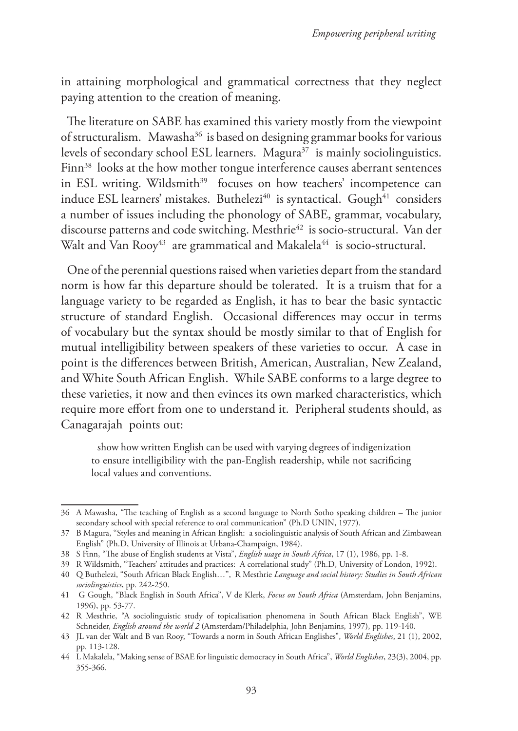in attaining morphological and grammatical correctness that they neglect paying attention to the creation of meaning.

The literature on SABE has examined this variety mostly from the viewpoint of structuralism. Mawasha[36] is based on designing grammar books for various levels of secondary school ESL learners. Magura[37] is mainly sociolinguistics. Finn[38] looks at the how mother tongue interference causes aberrant sentences in ESL writing. Wildsmith[39] focuses on how teachers' incompetence can induce ESL learners' mistakes. Buthelezi[40] is syntactical. Gough[41] considers a number of issues including the phonology of SABE, grammar, vocabulary, discourse patterns and code switching. Mesthrie[42] is socio-structural. Van der Walt and Van Rooy[43] are grammatical and Makalela[44] is socio-structural.

One of the perennial questions raised when varieties depart from the standard norm is how far this departure should be tolerated. It is a truism that for a language variety to be regarded as English, it has to bear the basic syntactic structure of standard English. Occasional differences may occur in terms of vocabulary but the syntax should be mostly similar to that of English for mutual intelligibility between speakers of these varieties to occur. A case in point is the differences between British, American, Australian, New Zealand, and White South African English. While SABE conforms to a large degree to these varieties, it now and then evinces its own marked characteristics, which require more effort from one to understand it. Peripheral students should, as Canagarajah points out:

> show how written English can be used with varying degrees of indigenization to ensure intelligibility with the pan-English readership, while not sacrificing local values and conventions.

---

36 A Mawasha, "The teaching of English as a second language to North Sotho speaking children – The junior secondary school with special reference to oral communication" (Ph.D UNIN, 1977).

37 B Magura, "Styles and meaning in African English: a sociolinguistic analysis of South African and Zimbawean English" (Ph.D, University of Illinois at Urbana-Champaign, 1984).

38 S Finn, "The abuse of English students at Vista", *English usage in South Africa*, 17 (1), 1986, pp. 1-8.

39 R Wildsmith, "Teachers' attitudes and practices: A correlational study" (Ph.D, University of London, 1992).

40 Q Buthelezi, "South African Black English…", R Mesthrie *Language and social history: Studies in South African sociolinguistics*, pp. 242-250.

41 G Gough, "Black English in South Africa", V de Klerk, *Focus on South Africa* (Amsterdam, John Benjamins, 1996), pp. 53-77.

42 R Mesthrie, "A sociolinguistic study of topicalisation phenomena in South African Black English", WE Schneider, *English around the world 2* (Amsterdam/Philadelphia, John Benjamins, 1997), pp. 119-140.

43 JL van der Walt and B van Rooy, "Towards a norm in South African Englishes", *World Englishes*, 21 (1), 2002, pp. 113-128.

44 L Makalela, "Making sense of BSAE for linguistic democracy in South Africa", *World Englishes*, 23(3), 2004, pp. 355-366.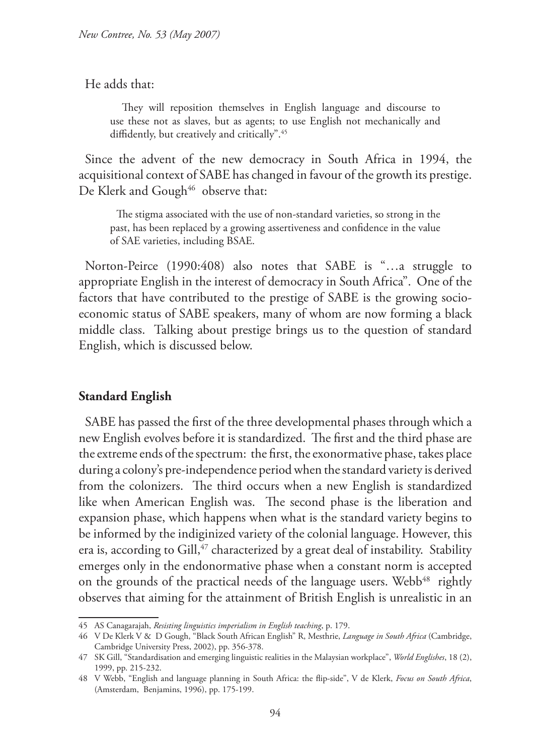He adds that:

> They will reposition themselves in English language and discourse to use these not as slaves, but as agents; to use English not mechanically and diffidently, but creatively and critically".[45]

Since the advent of the new democracy in South Africa in 1994, the acquisitional context of SABE has changed in favour of the growth its prestige. De Klerk and Gough[46] observe that:

> The stigma associated with the use of non-standard varieties, so strong in the past, has been replaced by a growing assertiveness and confidence in the value of SAE varieties, including BSAE.

Norton-Peirce (1990:408) also notes that SABE is "…a struggle to appropriate English in the interest of democracy in South Africa". One of the factors that have contributed to the prestige of SABE is the growing socio-economic status of SABE speakers, many of whom are now forming a black middle class. Talking about prestige brings us to the question of standard English, which is discussed below.

## Standard English

SABE has passed the first of the three developmental phases through which a new English evolves before it is standardized. The first and the third phase are the extreme ends of the spectrum: the first, the exonormative phase, takes place during a colony's pre-independence period when the standard variety is derived from the colonizers. The third occurs when a new English is standardized like when American English was. The second phase is the liberation and expansion phase, which happens when what is the standard variety begins to be informed by the indiginized variety of the colonial language. However, this era is, according to Gill,[47] characterized by a great deal of instability. Stability emerges only in the endonormative phase when a constant norm is accepted on the grounds of the practical needs of the language users. Webb[48] rightly observes that aiming for the attainment of British English is unrealistic in an

---

45 AS Canagarajah, *Resisting linguistics imperialism in English teaching*, p. 179.

46 V De Klerk V & D Gough, "Black South African English" R, Mesthrie, *Language in South Africa* (Cambridge, Cambridge University Press, 2002), pp. 356-378.

47 SK Gill, "Standardisation and emerging linguistic realities in the Malaysian workplace", *World Englishes*, 18 (2), 1999, pp. 215-232.

48 V Webb, "English and language planning in South Africa: the flip-side", V de Klerk, *Focus on South Africa*, (Amsterdam, Benjamins, 1996), pp. 175-199.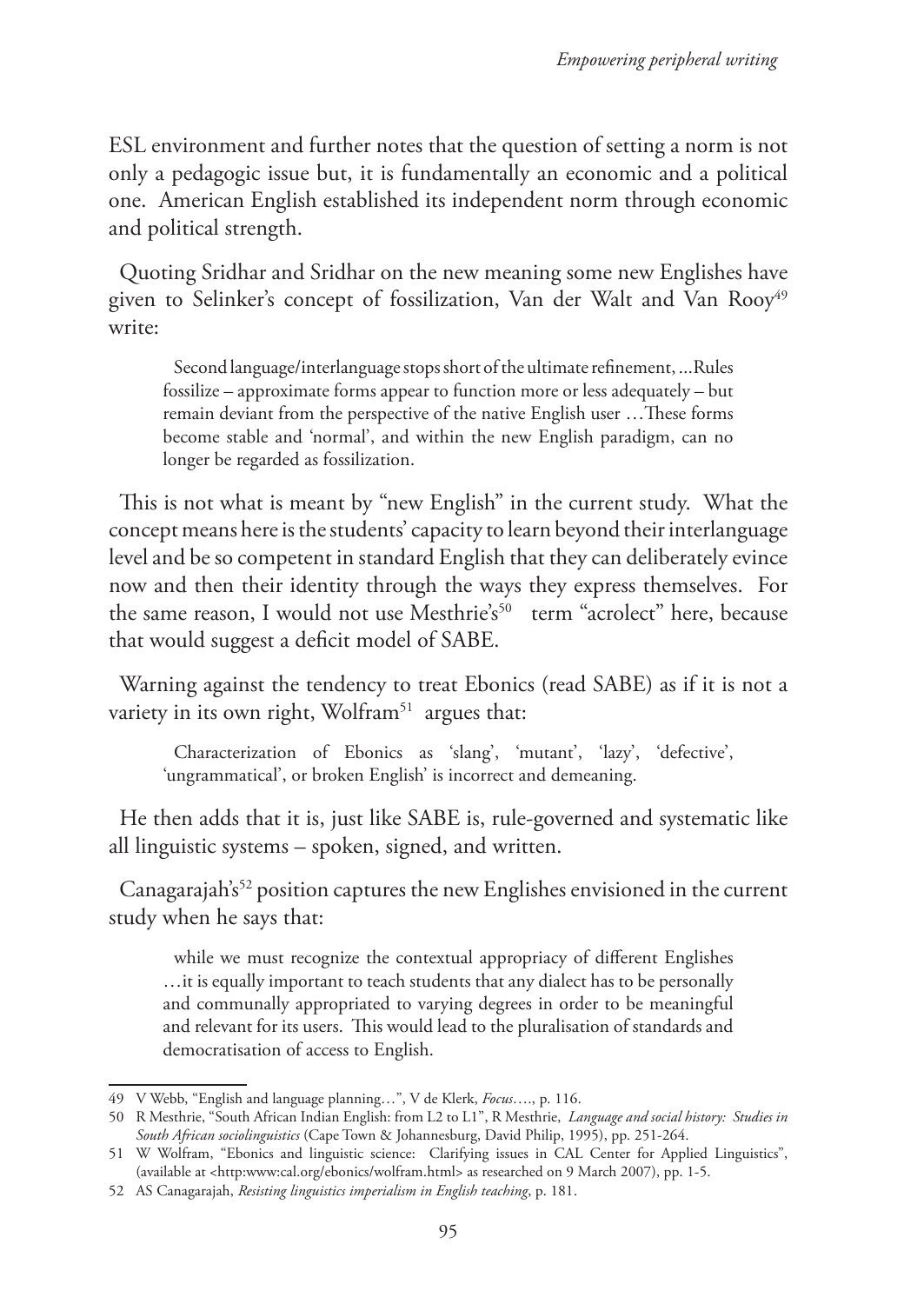ESL environment and further notes that the question of setting a norm is not only a pedagogic issue but, it is fundamentally an economic and a political one. American English established its independent norm through economic and political strength.

Quoting Sridhar and Sridhar on the new meaning some new Englishes have given to Selinker's concept of fossilization, Van der Walt and Van Rooy[49] write:

> Second language/interlanguage stops short of the ultimate refinement, ...Rules fossilize – approximate forms appear to function more or less adequately – but remain deviant from the perspective of the native English user …These forms become stable and 'normal', and within the new English paradigm, can no longer be regarded as fossilization.

This is not what is meant by "new English" in the current study. What the concept means here is the students' capacity to learn beyond their interlanguage level and be so competent in standard English that they can deliberately evince now and then their identity through the ways they express themselves. For the same reason, I would not use Mesthrie's[50] term "acrolect" here, because that would suggest a deficit model of SABE.

Warning against the tendency to treat Ebonics (read SABE) as if it is not a variety in its own right, Wolfram[51] argues that:

> Characterization of Ebonics as 'slang', 'mutant', 'lazy', 'defective', 'ungrammatical', or broken English' is incorrect and demeaning.

He then adds that it is, just like SABE is, rule-governed and systematic like all linguistic systems – spoken, signed, and written.

Canagarajah's[52] position captures the new Englishes envisioned in the current study when he says that:

> while we must recognize the contextual appropriacy of different Englishes …it is equally important to teach students that any dialect has to be personally and communally appropriated to varying degrees in order to be meaningful and relevant for its users. This would lead to the pluralisation of standards and democratisation of access to English.

---

49 V Webb, "English and language planning…", V de Klerk, *Focus*…., p. 116.

50 R Mesthrie, "South African Indian English: from L2 to L1", R Mesthrie, *Language and social history: Studies in South African sociolinguistics* (Cape Town & Johannesburg, David Philip, 1995), pp. 251-264.

51 W Wolfram, "Ebonics and linguistic science: Clarifying issues in CAL Center for Applied Linguistics", (available at <http:www:cal.org/ebonics/wolfram.html> as researched on 9 March 2007), pp. 1-5.

52 AS Canagarajah, *Resisting linguistics imperialism in English teaching*, p. 181.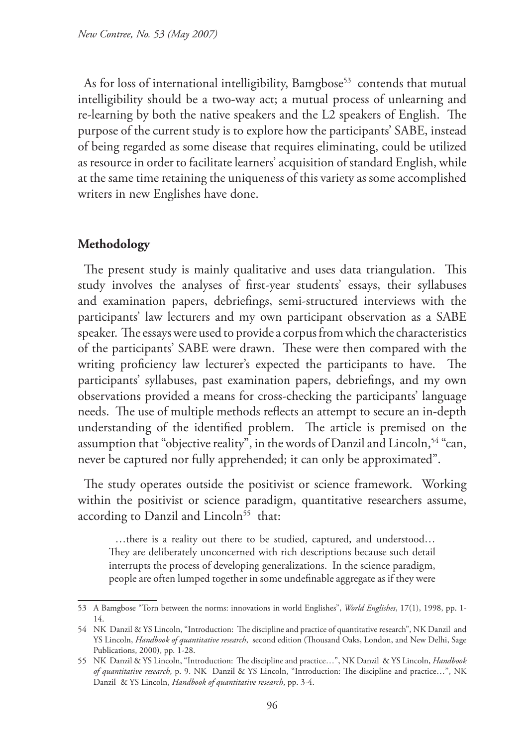As for loss of international intelligibility, Bamgbose[53] contends that mutual intelligibility should be a two-way act; a mutual process of unlearning and re-learning by both the native speakers and the L2 speakers of English. The purpose of the current study is to explore how the participants' SABE, instead of being regarded as some disease that requires eliminating, could be utilized as resource in order to facilitate learners' acquisition of standard English, while at the same time retaining the uniqueness of this variety as some accomplished writers in new Englishes have done.

## Methodology

The present study is mainly qualitative and uses data triangulation. This study involves the analyses of first-year students' essays, their syllabuses and examination papers, debriefings, semi-structured interviews with the participants' law lecturers and my own participant observation as a SABE speaker. The essays were used to provide a corpus from which the characteristics of the participants' SABE were drawn. These were then compared with the writing proficiency law lecturer's expected the participants to have. The participants' syllabuses, past examination papers, debriefings, and my own observations provided a means for cross-checking the participants' language needs. The use of multiple methods reflects an attempt to secure an in-depth understanding of the identified problem. The article is premised on the assumption that "objective reality", in the words of Danzil and Lincoln,[54] "can, never be captured nor fully apprehended; it can only be approximated".

The study operates outside the positivist or science framework. Working within the positivist or science paradigm, quantitative researchers assume, according to Danzil and Lincoln[55] that:

> …there is a reality out there to be studied, captured, and understood… They are deliberately unconcerned with rich descriptions because such detail interrupts the process of developing generalizations. In the science paradigm, people are often lumped together in some undefinable aggregate as if they were

---

53 A Bamgbose "Torn between the norms: innovations in world Englishes", *World Englishes*, 17(1), 1998, pp. 1-14.

54 NK Danzil & YS Lincoln, "Introduction: The discipline and practice of quantitative research", NK Danzil and YS Lincoln, *Handbook of quantitative research*, second edition (Thousand Oaks, London, and New Delhi, Sage Publications, 2000), pp. 1-28.

55 NK Danzil & YS Lincoln, "Introduction: The discipline and practice…", NK Danzil & YS Lincoln, *Handbook of quantitative research*, p. 9. NK Danzil & YS Lincoln, "Introduction: The discipline and practice…", NK Danzil & YS Lincoln, *Handbook of quantitative research*, pp. 3-4.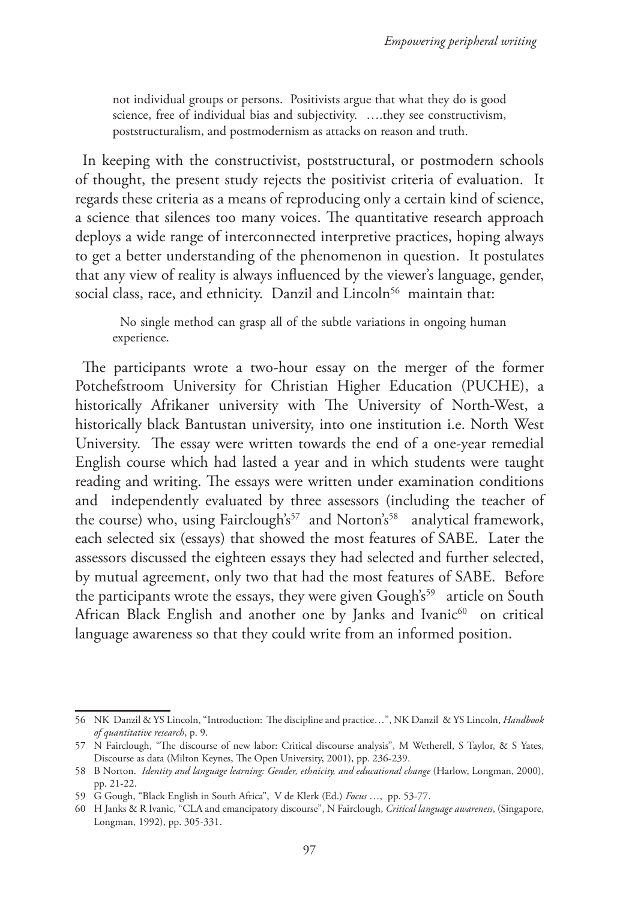> not individual groups or persons. Positivists argue that what they do is good science, free of individual bias and subjectivity. ….they see constructivism, poststructuralism, and postmodernism as attacks on reason and truth.

In keeping with the constructivist, poststructural, or postmodern schools of thought, the present study rejects the positivist criteria of evaluation. It regards these criteria as a means of reproducing only a certain kind of science, a science that silences too many voices. The quantitative research approach deploys a wide range of interconnected interpretive practices, hoping always to get a better understanding of the phenomenon in question. It postulates that any view of reality is always influenced by the viewer's language, gender, social class, race, and ethnicity. Danzil and Lincoln[56] maintain that:

> No single method can grasp all of the subtle variations in ongoing human experience.

The participants wrote a two-hour essay on the merger of the former Potchefstroom University for Christian Higher Education (PUCHE), a historically Afrikaner university with The University of North-West, a historically black Bantustan university, into one institution i.e. North West University. The essay were written towards the end of a one-year remedial English course which had lasted a year and in which students were taught reading and writing. The essays were written under examination conditions and independently evaluated by three assessors (including the teacher of the course) who, using Fairclough's[57] and Norton's[58] analytical framework, each selected six (essays) that showed the most features of SABE. Later the assessors discussed the eighteen essays they had selected and further selected, by mutual agreement, only two that had the most features of SABE. Before the participants wrote the essays, they were given Gough's[59] article on South African Black English and another one by Janks and Ivanic[60] on critical language awareness so that they could write from an informed position.

---

56 NK Danzil & YS Lincoln, "Introduction: The discipline and practice…", NK Danzil & YS Lincoln, *Handbook of quantitative research*, p. 9.

57 N Fairclough, "The discourse of new labor: Critical discourse analysis", M Wetherell, S Taylor, & S Yates, Discourse as data (Milton Keynes, The Open University, 2001), pp. 236-239.

58 B Norton. *Identity and language learning: Gender, ethnicity, and educational change* (Harlow, Longman, 2000), pp. 21-22.

59 G Gough, "Black English in South Africa", V de Klerk (Ed.) *Focus* …, pp. 53-77.

60 H Janks & R Ivanic, "CLA and emancipatory discourse", N Fairclough, *Critical language awareness*, (Singapore, Longman, 1992), pp. 305-331.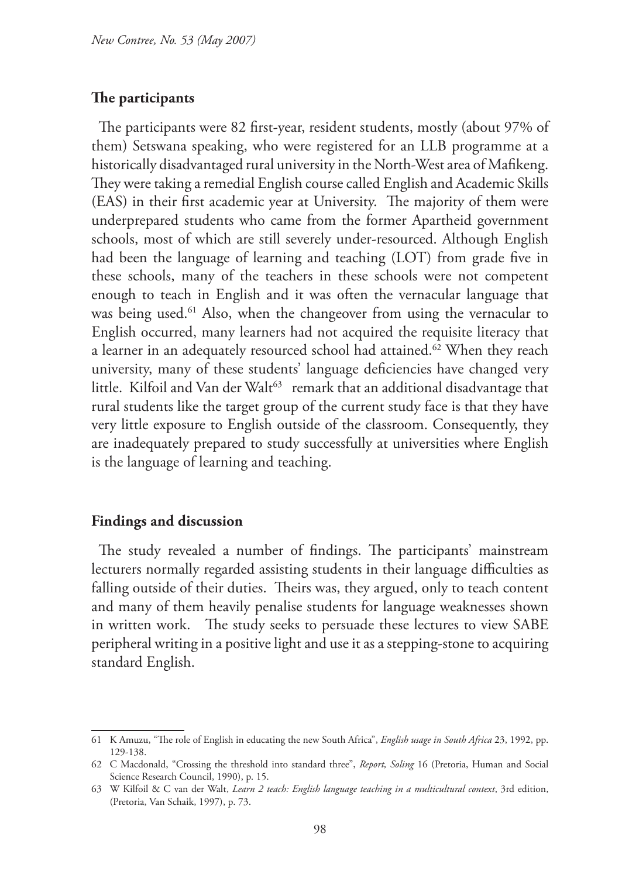## The participants

The participants were 82 first-year, resident students, mostly (about 97% of them) Setswana speaking, who were registered for an LLB programme at a historically disadvantaged rural university in the North-West area of Mafikeng. They were taking a remedial English course called English and Academic Skills (EAS) in their first academic year at University. The majority of them were underprepared students who came from the former Apartheid government schools, most of which are still severely under-resourced. Although English had been the language of learning and teaching (LOT) from grade five in these schools, many of the teachers in these schools were not competent enough to teach in English and it was often the vernacular language that was being used.[61] Also, when the changeover from using the vernacular to English occurred, many learners had not acquired the requisite literacy that a learner in an adequately resourced school had attained.[62] When they reach university, many of these students' language deficiencies have changed very little. Kilfoil and Van der Walt[63] remark that an additional disadvantage that rural students like the target group of the current study face is that they have very little exposure to English outside of the classroom. Consequently, they are inadequately prepared to study successfully at universities where English is the language of learning and teaching.

## Findings and discussion

The study revealed a number of findings. The participants' mainstream lecturers normally regarded assisting students in their language difficulties as falling outside of their duties. Theirs was, they argued, only to teach content and many of them heavily penalise students for language weaknesses shown in written work. The study seeks to persuade these lectures to view SABE peripheral writing in a positive light and use it as a stepping-stone to acquiring standard English.

---

61 K Amuzu, "The role of English in educating the new South Africa", *English usage in South Africa* 23, 1992, pp. 129-138.

62 C Macdonald, "Crossing the threshold into standard three", *Report, Soling* 16 (Pretoria, Human and Social Science Research Council, 1990), p. 15.

63 W Kilfoil & C van der Walt, *Learn 2 teach: English language teaching in a multicultural context*, 3rd edition, (Pretoria, Van Schaik, 1997), p. 73.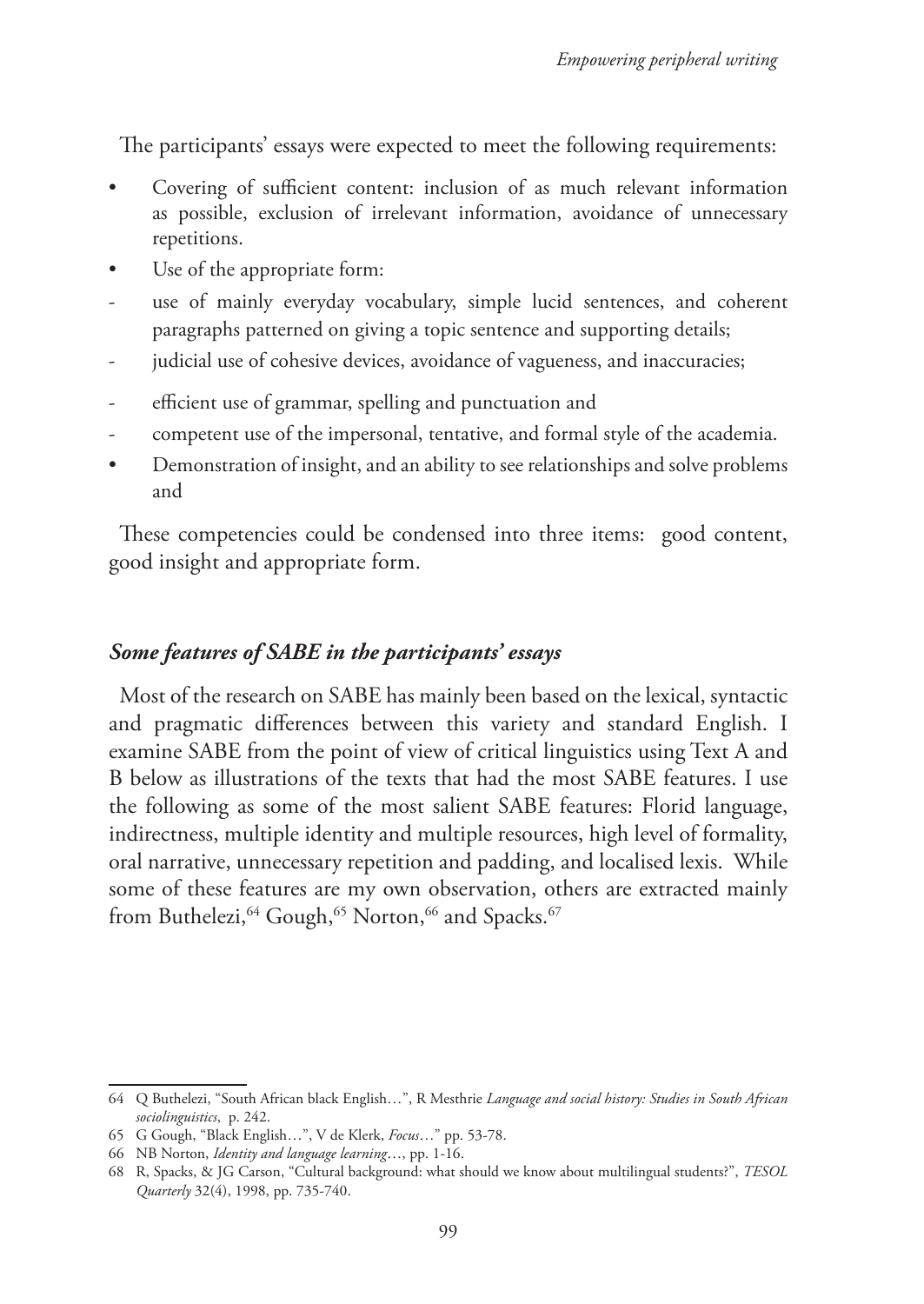The participants' essays were expected to meet the following requirements:

- Covering of sufficient content: inclusion of as much relevant information as possible, exclusion of irrelevant information, avoidance of unnecessary repetitions.
- Use of the appropriate form:
  - use of mainly everyday vocabulary, simple lucid sentences, and coherent paragraphs patterned on giving a topic sentence and supporting details;
  - judicial use of cohesive devices, avoidance of vagueness, and inaccuracies;
  - efficient use of grammar, spelling and punctuation and
  - competent use of the impersonal, tentative, and formal style of the academia.
- Demonstration of insight, and an ability to see relationships and solve problems and

These competencies could be condensed into three items: good content, good insight and appropriate form.

### *Some features of SABE in the participants' essays*

Most of the research on SABE has mainly been based on the lexical, syntactic and pragmatic differences between this variety and standard English. I examine SABE from the point of view of critical linguistics using Text A and B below as illustrations of the texts that had the most SABE features. I use the following as some of the most salient SABE features: Florid language, indirectness, multiple identity and multiple resources, high level of formality, oral narrative, unnecessary repetition and padding, and localised lexis. While some of these features are my own observation, others are extracted mainly from Buthelezi,[64] Gough,[65] Norton,[66] and Spacks.[67]

---

64 Q Buthelezi, "South African black English…", R Mesthrie *Language and social history: Studies in South African sociolinguistics*, p. 242.

65 G Gough, "Black English…", V de Klerk, *Focus*…" pp. 53-78.

66 NB Norton, *Identity and language learning*…, pp. 1-16.

68 R, Spacks, & JG Carson, "Cultural background: what should we know about multilingual students?", *TESOL Quarterly* 32(4), 1998, pp. 735-740.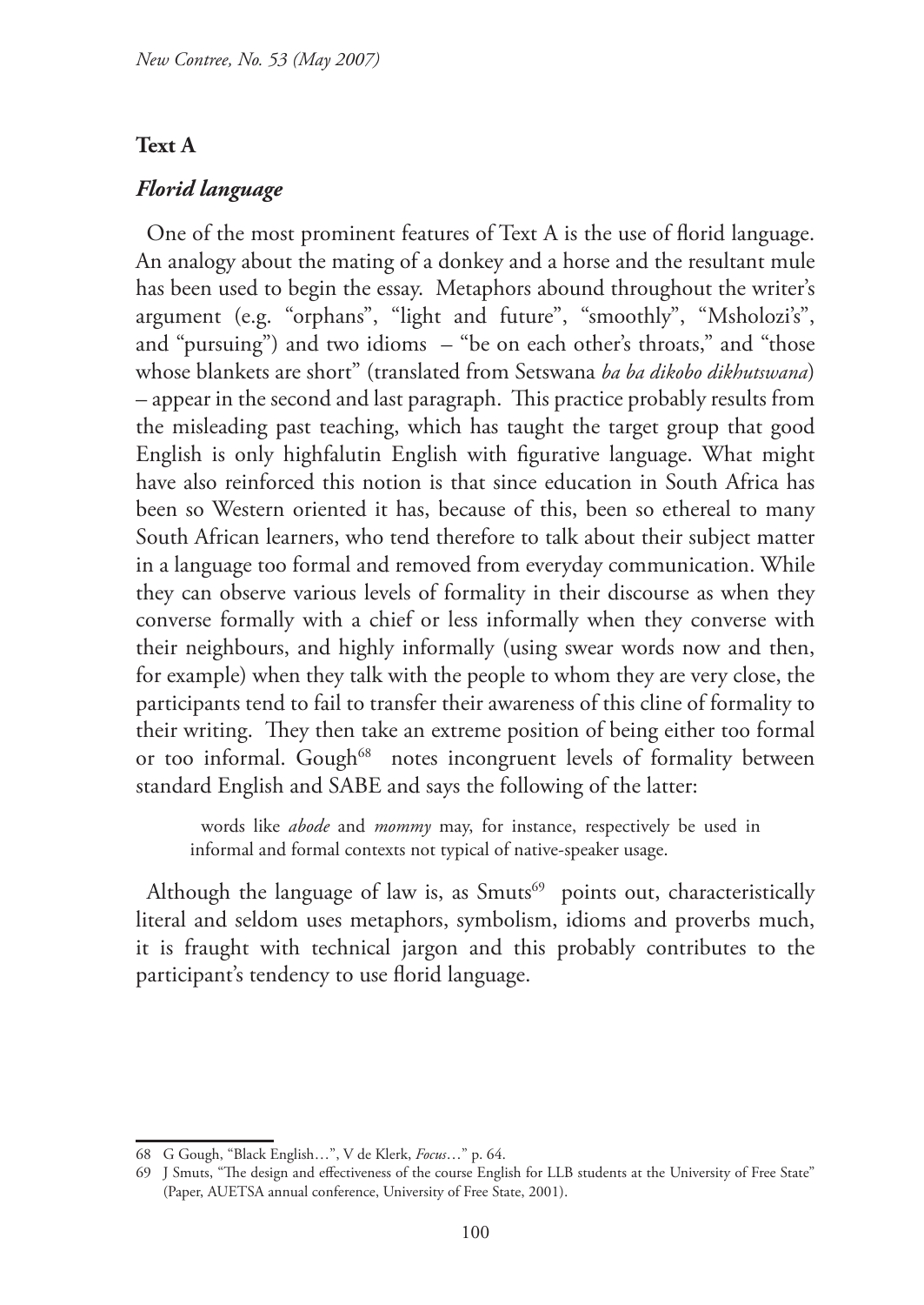**Text A**

***Florid language***

One of the most prominent features of Text A is the use of florid language. An analogy about the mating of a donkey and a horse and the resultant mule has been used to begin the essay. Metaphors abound throughout the writer's argument (e.g. "orphans", "light and future", "smoothly", "Msholozi's", and "pursuing") and two idioms – "be on each other's throats," and "those whose blankets are short" (translated from Setswana *ba ba dikobo dikhutswana*) – appear in the second and last paragraph. This practice probably results from the misleading past teaching, which has taught the target group that good English is only highfalutin English with figurative language. What might have also reinforced this notion is that since education in South Africa has been so Western oriented it has, because of this, been so ethereal to many South African learners, who tend therefore to talk about their subject matter in a language too formal and removed from everyday communication. While they can observe various levels of formality in their discourse as when they converse formally with a chief or less informally when they converse with their neighbours, and highly informally (using swear words now and then, for example) when they talk with the people to whom they are very close, the participants tend to fail to transfer their awareness of this cline of formality to their writing. They then take an extreme position of being either too formal or too informal. Gough[68] notes incongruent levels of formality between standard English and SABE and says the following of the latter:

> words like *abode* and *mommy* may, for instance, respectively be used in informal and formal contexts not typical of native-speaker usage.

Although the language of law is, as Smuts[69] points out, characteristically literal and seldom uses metaphors, symbolism, idioms and proverbs much, it is fraught with technical jargon and this probably contributes to the participant's tendency to use florid language.

---

68 G Gough, "Black English…", V de Klerk, *Focus*…" p. 64.

69 J Smuts, "The design and effectiveness of the course English for LLB students at the University of Free State" (Paper, AUETSA annual conference, University of Free State, 2001).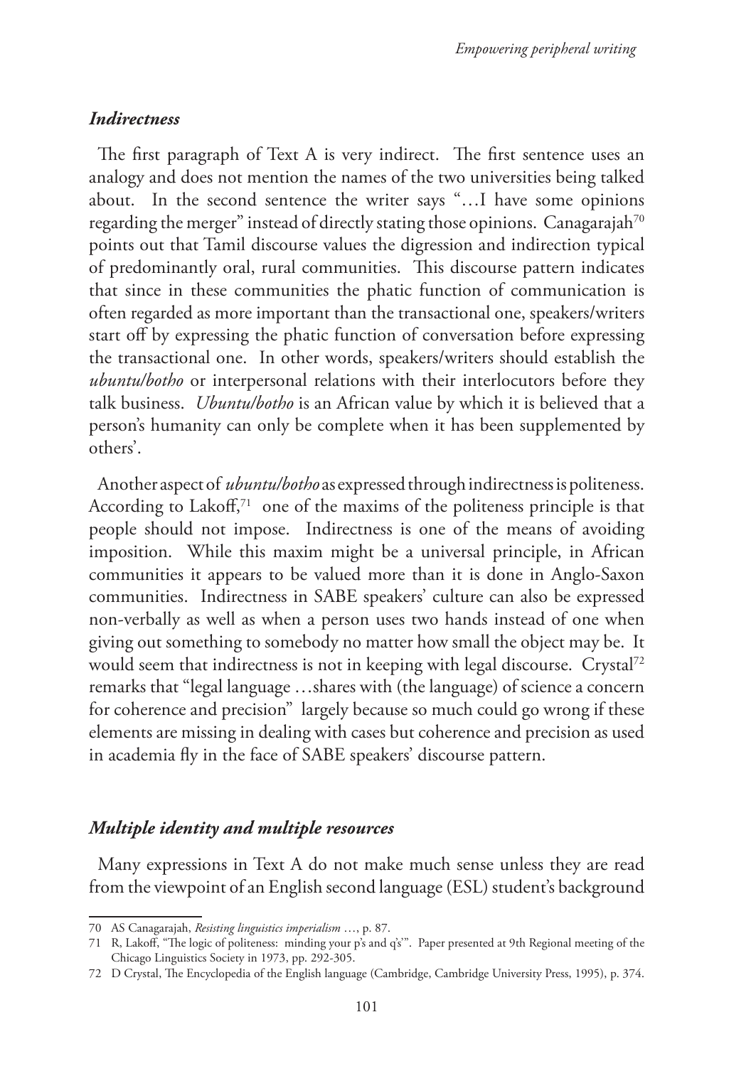### *Indirectness*

The first paragraph of Text A is very indirect. The first sentence uses an analogy and does not mention the names of the two universities being talked about. In the second sentence the writer says "…I have some opinions regarding the merger" instead of directly stating those opinions. Canagarajah[70] points out that Tamil discourse values the digression and indirection typical of predominantly oral, rural communities. This discourse pattern indicates that since in these communities the phatic function of communication is often regarded as more important than the transactional one, speakers/writers start off by expressing the phatic function of conversation before expressing the transactional one. In other words, speakers/writers should establish the *ubuntu/botho* or interpersonal relations with their interlocutors before they talk business. *Ubuntu/botho* is an African value by which it is believed that a person's humanity can only be complete when it has been supplemented by others'.

Another aspect of *ubuntu/botho* as expressed through indirectness is politeness. According to Lakoff,[71] one of the maxims of the politeness principle is that people should not impose. Indirectness is one of the means of avoiding imposition. While this maxim might be a universal principle, in African communities it appears to be valued more than it is done in Anglo-Saxon communities. Indirectness in SABE speakers' culture can also be expressed non-verbally as well as when a person uses two hands instead of one when giving out something to somebody no matter how small the object may be. It would seem that indirectness is not in keeping with legal discourse. Crystal[72] remarks that "legal language …shares with (the language) of science a concern for coherence and precision" largely because so much could go wrong if these elements are missing in dealing with cases but coherence and precision as used in academia fly in the face of SABE speakers' discourse pattern.

### *Multiple identity and multiple resources*

Many expressions in Text A do not make much sense unless they are read from the viewpoint of an English second language (ESL) student's background

---

70 AS Canagarajah, *Resisting linguistics imperialism* …, p. 87.

71 R, Lakoff, "The logic of politeness: minding your p's and q's'". Paper presented at 9th Regional meeting of the Chicago Linguistics Society in 1973, pp. 292-305.

72 D Crystal, The Encyclopedia of the English language (Cambridge, Cambridge University Press, 1995), p. 374.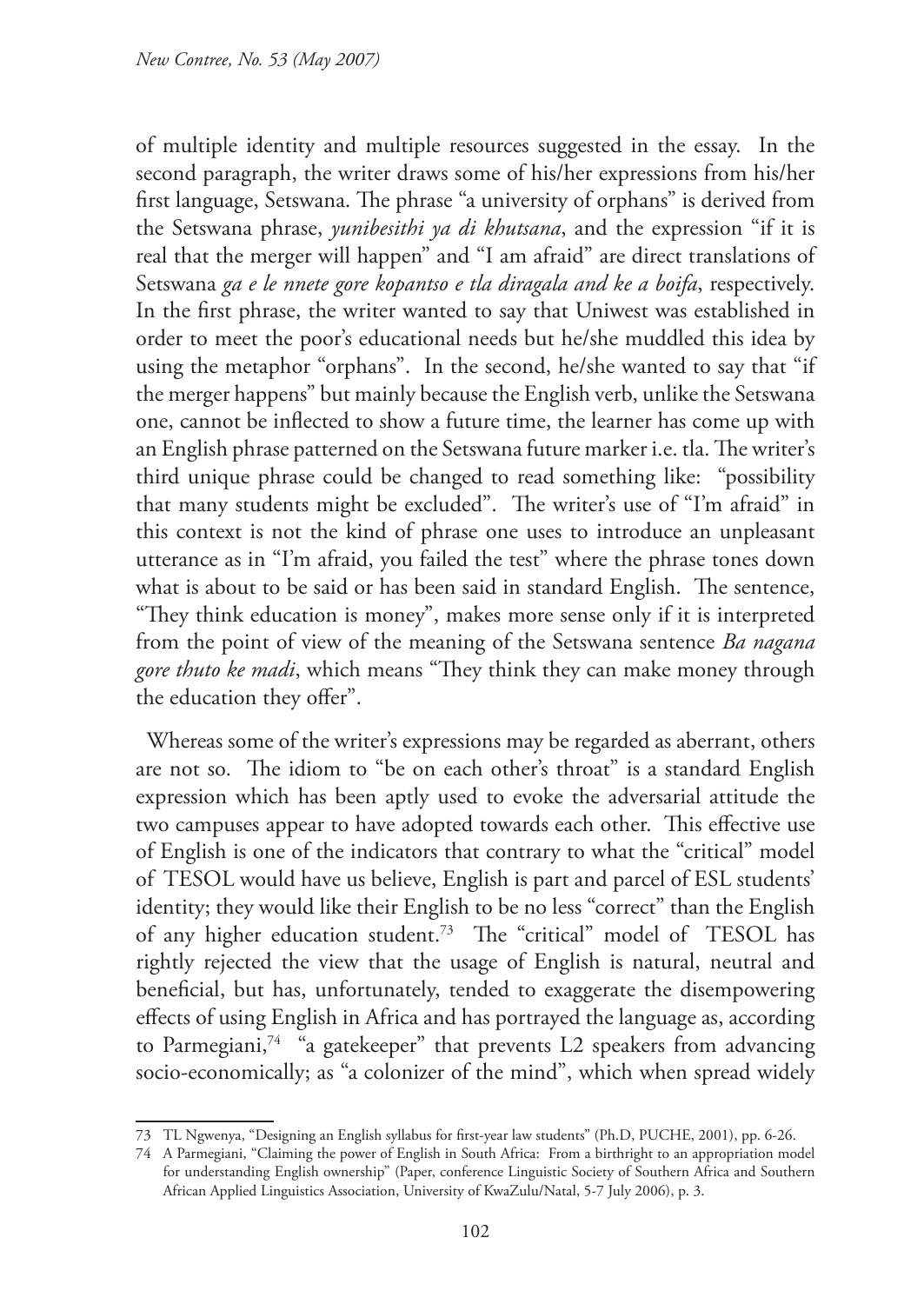of multiple identity and multiple resources suggested in the essay. In the second paragraph, the writer draws some of his/her expressions from his/her first language, Setswana. The phrase "a university of orphans" is derived from the Setswana phrase, *yunibesithi ya di khutsana*, and the expression "if it is real that the merger will happen" and "I am afraid" are direct translations of Setswana *ga e le nnete gore kopantso e tla diragala and ke a boifa*, respectively. In the first phrase, the writer wanted to say that Uniwest was established in order to meet the poor's educational needs but he/she muddled this idea by using the metaphor "orphans". In the second, he/she wanted to say that "if the merger happens" but mainly because the English verb, unlike the Setswana one, cannot be inflected to show a future time, the learner has come up with an English phrase patterned on the Setswana future marker i.e. tla. The writer's third unique phrase could be changed to read something like: "possibility that many students might be excluded". The writer's use of "I'm afraid" in this context is not the kind of phrase one uses to introduce an unpleasant utterance as in "I'm afraid, you failed the test" where the phrase tones down what is about to be said or has been said in standard English. The sentence, "They think education is money", makes more sense only if it is interpreted from the point of view of the meaning of the Setswana sentence *Ba nagana gore thuto ke madi*, which means "They think they can make money through the education they offer".

Whereas some of the writer's expressions may be regarded as aberrant, others are not so. The idiom to "be on each other's throat" is a standard English expression which has been aptly used to evoke the adversarial attitude the two campuses appear to have adopted towards each other. This effective use of English is one of the indicators that contrary to what the "critical" model of TESOL would have us believe, English is part and parcel of ESL students' identity; they would like their English to be no less "correct" than the English of any higher education student.[73] The "critical" model of TESOL has rightly rejected the view that the usage of English is natural, neutral and beneficial, but has, unfortunately, tended to exaggerate the disempowering effects of using English in Africa and has portrayed the language as, according to Parmegiani,[74] "a gatekeeper" that prevents L2 speakers from advancing socio-economically; as "a colonizer of the mind", which when spread widely

---

73 TL Ngwenya, "Designing an English syllabus for first-year law students" (Ph.D, PUCHE, 2001), pp. 6-26.

74 A Parmegiani, "Claiming the power of English in South Africa: From a birthright to an appropriation model for understanding English ownership" (Paper, conference Linguistic Society of Southern Africa and Southern African Applied Linguistics Association, University of KwaZulu/Natal, 5-7 July 2006), p. 3.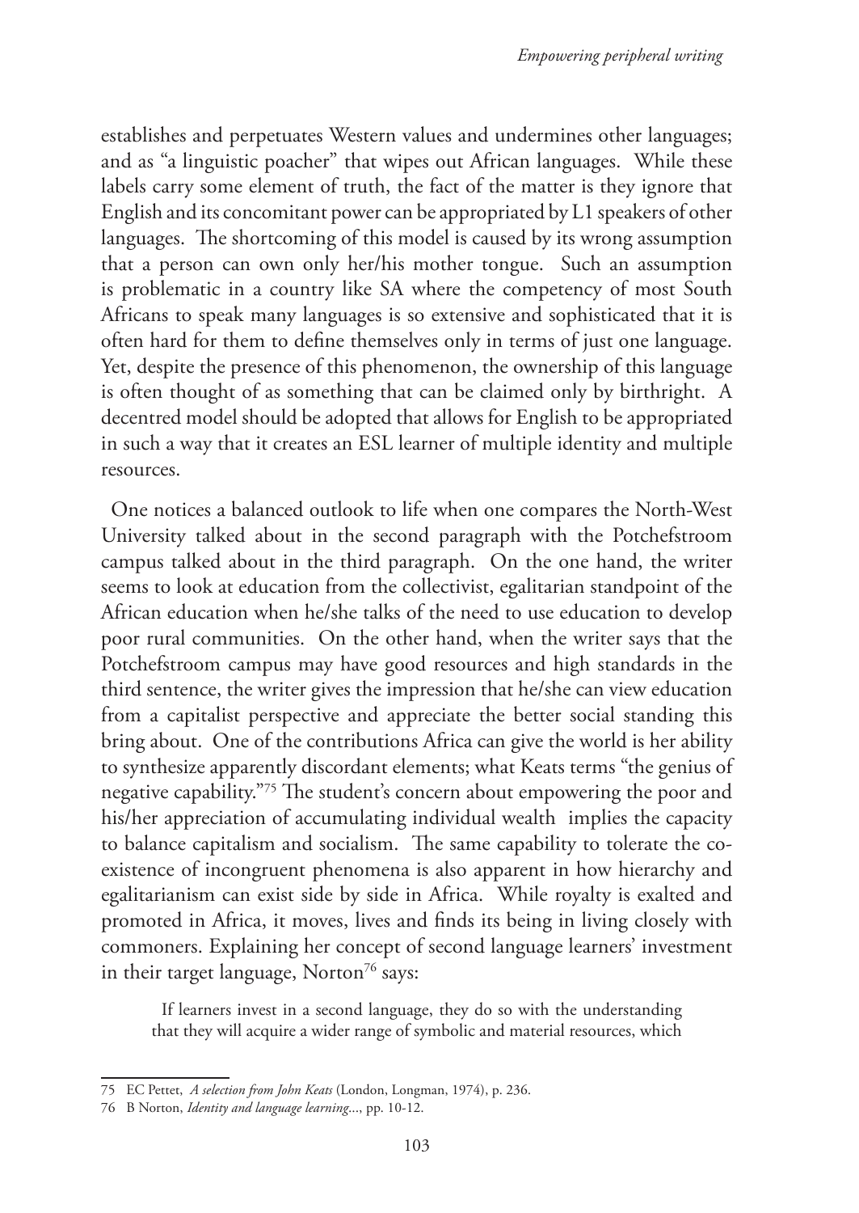establishes and perpetuates Western values and undermines other languages; and as "a linguistic poacher" that wipes out African languages. While these labels carry some element of truth, the fact of the matter is they ignore that English and its concomitant power can be appropriated by L1 speakers of other languages. The shortcoming of this model is caused by its wrong assumption that a person can own only her/his mother tongue. Such an assumption is problematic in a country like SA where the competency of most South Africans to speak many languages is so extensive and sophisticated that it is often hard for them to define themselves only in terms of just one language. Yet, despite the presence of this phenomenon, the ownership of this language is often thought of as something that can be claimed only by birthright. A decentred model should be adopted that allows for English to be appropriated in such a way that it creates an ESL learner of multiple identity and multiple resources.

One notices a balanced outlook to life when one compares the North-West University talked about in the second paragraph with the Potchefstroom campus talked about in the third paragraph. On the one hand, the writer seems to look at education from the collectivist, egalitarian standpoint of the African education when he/she talks of the need to use education to develop poor rural communities. On the other hand, when the writer says that the Potchefstroom campus may have good resources and high standards in the third sentence, the writer gives the impression that he/she can view education from a capitalist perspective and appreciate the better social standing this bring about. One of the contributions Africa can give the world is her ability to synthesize apparently discordant elements; what Keats terms "the genius of negative capability."[75] The student's concern about empowering the poor and his/her appreciation of accumulating individual wealth implies the capacity to balance capitalism and socialism. The same capability to tolerate the co-existence of incongruent phenomena is also apparent in how hierarchy and egalitarianism can exist side by side in Africa. While royalty is exalted and promoted in Africa, it moves, lives and finds its being in living closely with commoners. Explaining her concept of second language learners' investment in their target language, Norton[76] says:

> If learners invest in a second language, they do so with the understanding that they will acquire a wider range of symbolic and material resources, which

---

75 EC Pettet, *A selection from John Keats* (London, Longman, 1974), p. 236.

76 B Norton, *Identity and language learning*..., pp. 10-12.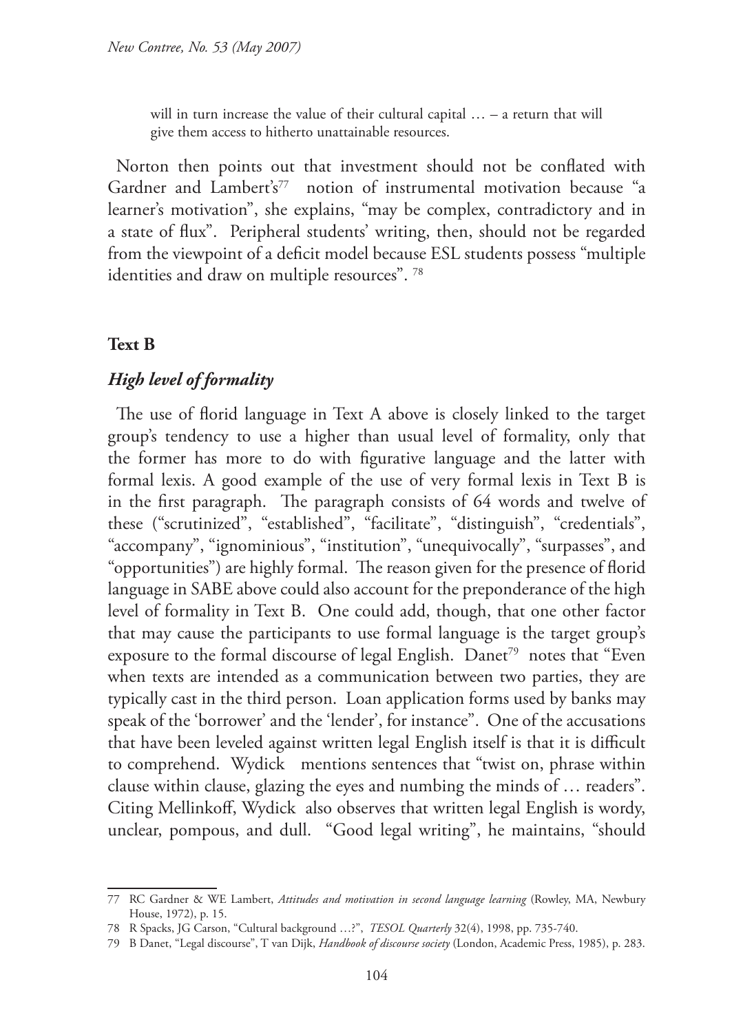will in turn increase the value of their cultural capital … – a return that will give them access to hitherto unattainable resources.

Norton then points out that investment should not be conflated with Gardner and Lambert's[77] notion of instrumental motivation because "a learner's motivation", she explains, "may be complex, contradictory and in a state of flux". Peripheral students' writing, then, should not be regarded from the viewpoint of a deficit model because ESL students possess "multiple identities and draw on multiple resources". [78]

**Text B**

### *High level of formality*

The use of florid language in Text A above is closely linked to the target group's tendency to use a higher than usual level of formality, only that the former has more to do with figurative language and the latter with formal lexis. A good example of the use of very formal lexis in Text B is in the first paragraph. The paragraph consists of 64 words and twelve of these ("scrutinized", "established", "facilitate", "distinguish", "credentials", "accompany", "ignominious", "institution", "unequivocally", "surpasses", and "opportunities") are highly formal. The reason given for the presence of florid language in SABE above could also account for the preponderance of the high level of formality in Text B. One could add, though, that one other factor that may cause the participants to use formal language is the target group's exposure to the formal discourse of legal English. Danet[79] notes that "Even when texts are intended as a communication between two parties, they are typically cast in the third person. Loan application forms used by banks may speak of the 'borrower' and the 'lender', for instance". One of the accusations that have been leveled against written legal English itself is that it is difficult to comprehend. Wydick mentions sentences that "twist on, phrase within clause within clause, glazing the eyes and numbing the minds of … readers". Citing Mellinkoff, Wydick also observes that written legal English is wordy, unclear, pompous, and dull. "Good legal writing", he maintains, "should

77 RC Gardner & WE Lambert, *Attitudes and motivation in second language learning* (Rowley, MA, Newbury House, 1972), p. 15.

78 R Spacks, JG Carson, "Cultural background …?", *TESOL Quarterly* 32(4), 1998, pp. 735-740.

79 B Danet, "Legal discourse", T van Dijk, *Handbook of discourse society* (London, Academic Press, 1985), p. 283.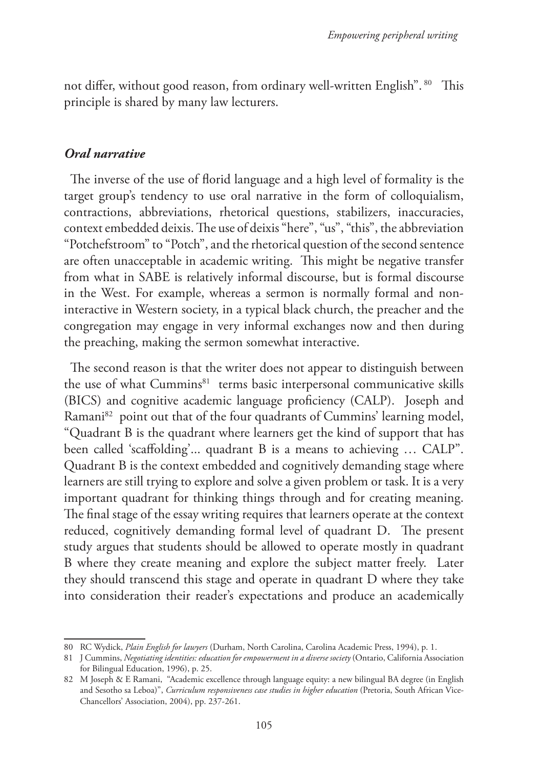not differ, without good reason, from ordinary well-written English". [80] This principle is shared by many law lecturers.

### *Oral narrative*

The inverse of the use of florid language and a high level of formality is the target group's tendency to use oral narrative in the form of colloquialism, contractions, abbreviations, rhetorical questions, stabilizers, inaccuracies, context embedded deixis. The use of deixis "here", "us", "this", the abbreviation "Potchefstroom" to "Potch", and the rhetorical question of the second sentence are often unacceptable in academic writing. This might be negative transfer from what in SABE is relatively informal discourse, but is formal discourse in the West. For example, whereas a sermon is normally formal and non-interactive in Western society, in a typical black church, the preacher and the congregation may engage in very informal exchanges now and then during the preaching, making the sermon somewhat interactive.

The second reason is that the writer does not appear to distinguish between the use of what Cummins[81] terms basic interpersonal communicative skills (BICS) and cognitive academic language proficiency (CALP). Joseph and Ramani[82] point out that of the four quadrants of Cummins' learning model, "Quadrant B is the quadrant where learners get the kind of support that has been called 'scaffolding'... quadrant B is a means to achieving … CALP". Quadrant B is the context embedded and cognitively demanding stage where learners are still trying to explore and solve a given problem or task. It is a very important quadrant for thinking things through and for creating meaning. The final stage of the essay writing requires that learners operate at the context reduced, cognitively demanding formal level of quadrant D. The present study argues that students should be allowed to operate mostly in quadrant B where they create meaning and explore the subject matter freely. Later they should transcend this stage and operate in quadrant D where they take into consideration their reader's expectations and produce an academically

---

80 RC Wydick, *Plain English for lawyers* (Durham, North Carolina, Carolina Academic Press, 1994), p. 1.

81 J Cummins, *Negotiating identities: education for empowerment in a diverse society* (Ontario, California Association for Bilingual Education, 1996), p. 25.

82 M Joseph & E Ramani, "Academic excellence through language equity: a new bilingual BA degree (in English and Sesotho sa Leboa)", *Curriculum responsiveness case studies in higher education* (Pretoria, South African Vice-Chancellors' Association, 2004), pp. 237-261.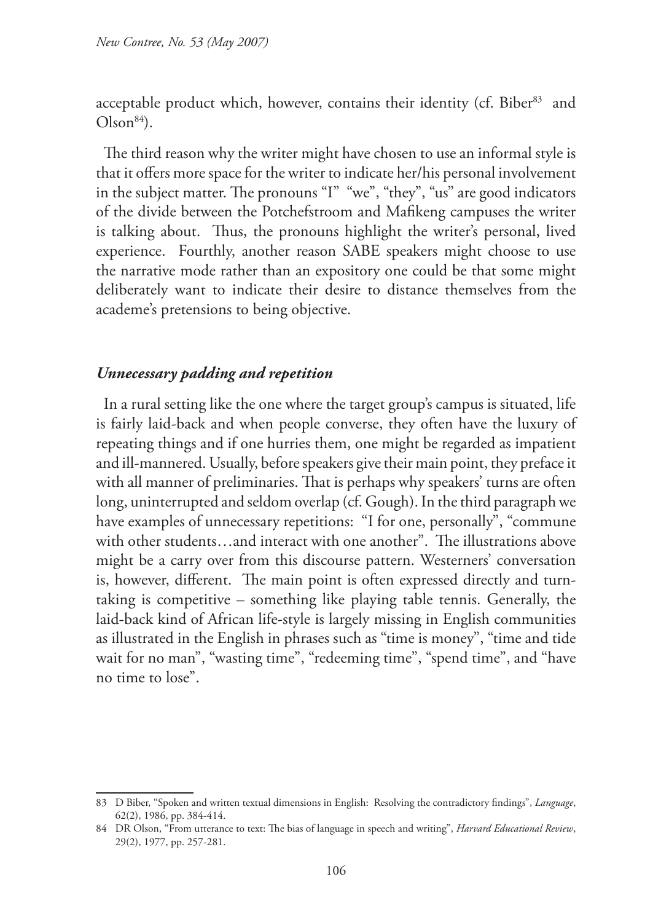acceptable product which, however, contains their identity (cf. Biber[83] and Olson[84]).

The third reason why the writer might have chosen to use an informal style is that it offers more space for the writer to indicate her/his personal involvement in the subject matter. The pronouns "I" "we", "they", "us" are good indicators of the divide between the Potchefstroom and Mafikeng campuses the writer is talking about. Thus, the pronouns highlight the writer's personal, lived experience. Fourthly, another reason SABE speakers might choose to use the narrative mode rather than an expository one could be that some might deliberately want to indicate their desire to distance themselves from the academe's pretensions to being objective.

### *Unnecessary padding and repetition*

In a rural setting like the one where the target group's campus is situated, life is fairly laid-back and when people converse, they often have the luxury of repeating things and if one hurries them, one might be regarded as impatient and ill-mannered. Usually, before speakers give their main point, they preface it with all manner of preliminaries. That is perhaps why speakers' turns are often long, uninterrupted and seldom overlap (cf. Gough). In the third paragraph we have examples of unnecessary repetitions: "I for one, personally", "commune with other students…and interact with one another". The illustrations above might be a carry over from this discourse pattern. Westerners' conversation is, however, different. The main point is often expressed directly and turn-taking is competitive – something like playing table tennis. Generally, the laid-back kind of African life-style is largely missing in English communities as illustrated in the English in phrases such as "time is money", "time and tide wait for no man", "wasting time", "redeeming time", "spend time", and "have no time to lose".

---

83 D Biber, "Spoken and written textual dimensions in English: Resolving the contradictory findings", *Language*, 62(2), 1986, pp. 384-414.

84 DR Olson, "From utterance to text: The bias of language in speech and writing", *Harvard Educational Review*, 29(2), 1977, pp. 257-281.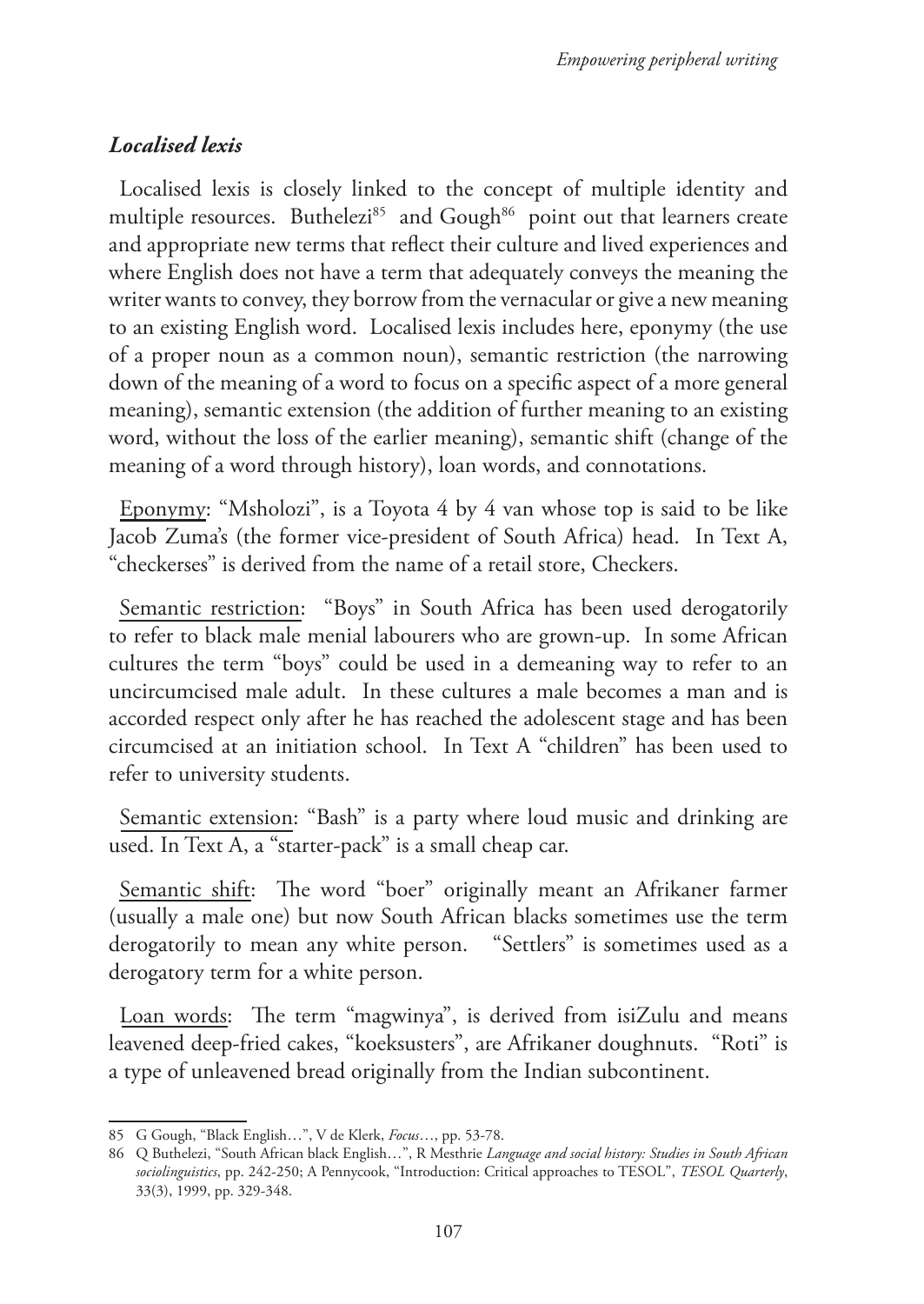### *Localised lexis*

Localised lexis is closely linked to the concept of multiple identity and multiple resources. Buthelezi[85] and Gough[86] point out that learners create and appropriate new terms that reflect their culture and lived experiences and where English does not have a term that adequately conveys the meaning the writer wants to convey, they borrow from the vernacular or give a new meaning to an existing English word. Localised lexis includes here, eponymy (the use of a proper noun as a common noun), semantic restriction (the narrowing down of the meaning of a word to focus on a specific aspect of a more general meaning), semantic extension (the addition of further meaning to an existing word, without the loss of the earlier meaning), semantic shift (change of the meaning of a word through history), loan words, and connotations.

Eponymy: "Msholozi", is a Toyota 4 by 4 van whose top is said to be like Jacob Zuma's (the former vice-president of South Africa) head. In Text A, "checkerses" is derived from the name of a retail store, Checkers.

Semantic restriction: "Boys" in South Africa has been used derogatorily to refer to black male menial labourers who are grown-up. In some African cultures the term "boys" could be used in a demeaning way to refer to an uncircumcised male adult. In these cultures a male becomes a man and is accorded respect only after he has reached the adolescent stage and has been circumcised at an initiation school. In Text A "children" has been used to refer to university students.

Semantic extension: "Bash" is a party where loud music and drinking are used. In Text A, a "starter-pack" is a small cheap car.

Semantic shift: The word "boer" originally meant an Afrikaner farmer (usually a male one) but now South African blacks sometimes use the term derogatorily to mean any white person. "Settlers" is sometimes used as a derogatory term for a white person.

Loan words: The term "magwinya", is derived from isiZulu and means leavened deep-fried cakes, "koeksusters", are Afrikaner doughnuts. "Roti" is a type of unleavened bread originally from the Indian subcontinent.

---

85 G Gough, "Black English…", V de Klerk, *Focus*…, pp. 53-78.

86 Q Buthelezi, "South African black English…", R Mesthrie *Language and social history: Studies in South African sociolinguistics*, pp. 242-250; A Pennycook, "Introduction: Critical approaches to TESOL", *TESOL Quarterly*, 33(3), 1999, pp. 329-348.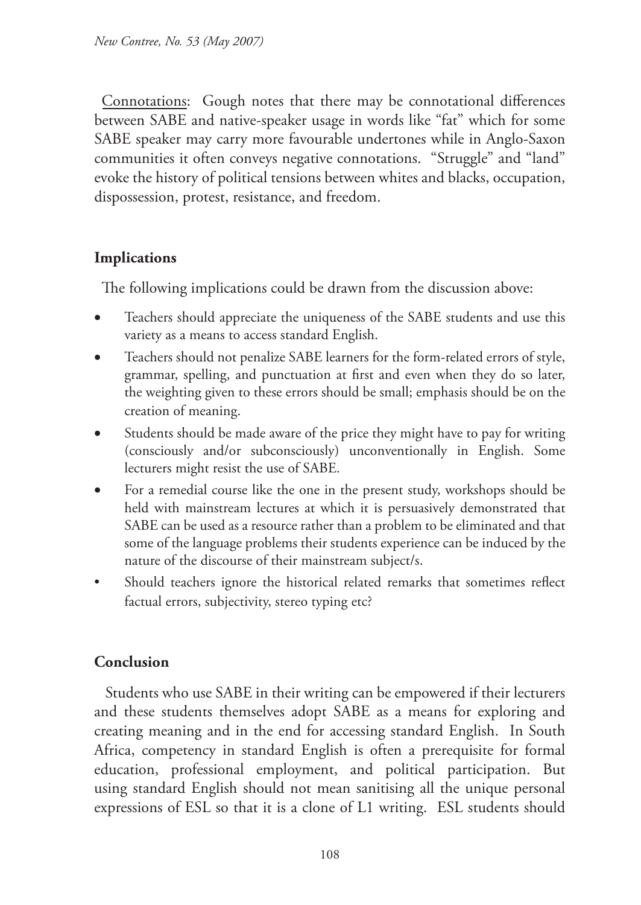Connotations: Gough notes that there may be connotational differences between SABE and native-speaker usage in words like "fat" which for some SABE speaker may carry more favourable undertones while in Anglo-Saxon communities it often conveys negative connotations. "Struggle" and "land" evoke the history of political tensions between whites and blacks, occupation, dispossession, protest, resistance, and freedom.

## Implications

The following implications could be drawn from the discussion above:

- Teachers should appreciate the uniqueness of the SABE students and use this variety as a means to access standard English.
- Teachers should not penalize SABE learners for the form-related errors of style, grammar, spelling, and punctuation at first and even when they do so later, the weighting given to these errors should be small; emphasis should be on the creation of meaning.
- Students should be made aware of the price they might have to pay for writing (consciously and/or subconsciously) unconventionally in English. Some lecturers might resist the use of SABE.
- For a remedial course like the one in the present study, workshops should be held with mainstream lectures at which it is persuasively demonstrated that SABE can be used as a resource rather than a problem to be eliminated and that some of the language problems their students experience can be induced by the nature of the discourse of their mainstream subject/s.
- Should teachers ignore the historical related remarks that sometimes reflect factual errors, subjectivity, stereo typing etc?

## Conclusion

Students who use SABE in their writing can be empowered if their lecturers and these students themselves adopt SABE as a means for exploring and creating meaning and in the end for accessing standard English. In South Africa, competency in standard English is often a prerequisite for formal education, professional employment, and political participation. But using standard English should not mean sanitising all the unique personal expressions of ESL so that it is a clone of L1 writing. ESL students should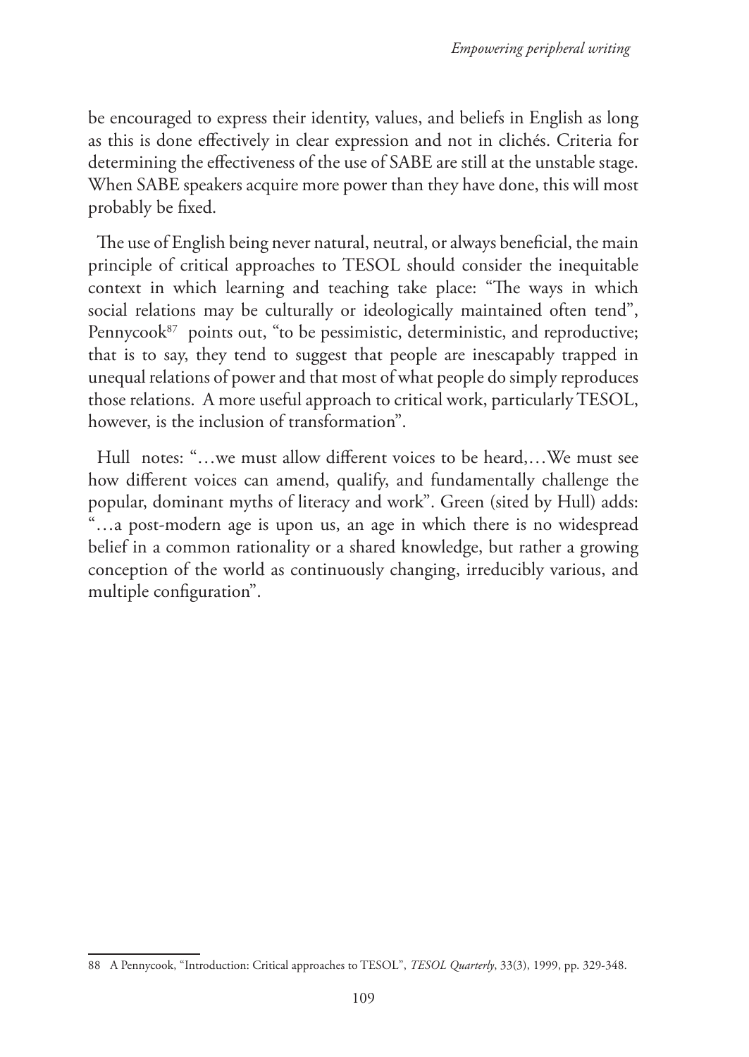be encouraged to express their identity, values, and beliefs in English as long as this is done effectively in clear expression and not in clichés. Criteria for determining the effectiveness of the use of SABE are still at the unstable stage. When SABE speakers acquire more power than they have done, this will most probably be fixed.

The use of English being never natural, neutral, or always beneficial, the main principle of critical approaches to TESOL should consider the inequitable context in which learning and teaching take place: "The ways in which social relations may be culturally or ideologically maintained often tend", Pennycook[87] points out, "to be pessimistic, deterministic, and reproductive; that is to say, they tend to suggest that people are inescapably trapped in unequal relations of power and that most of what people do simply reproduces those relations. A more useful approach to critical work, particularly TESOL, however, is the inclusion of transformation".

Hull notes: "…we must allow different voices to be heard,…We must see how different voices can amend, qualify, and fundamentally challenge the popular, dominant myths of literacy and work". Green (sited by Hull) adds: "…a post-modern age is upon us, an age in which there is no widespread belief in a common rationality or a shared knowledge, but rather a growing conception of the world as continuously changing, irreducibly various, and multiple configuration".

---

88 A Pennycook, "Introduction: Critical approaches to TESOL", *TESOL Quarterly*, 33(3), 1999, pp. 329-348.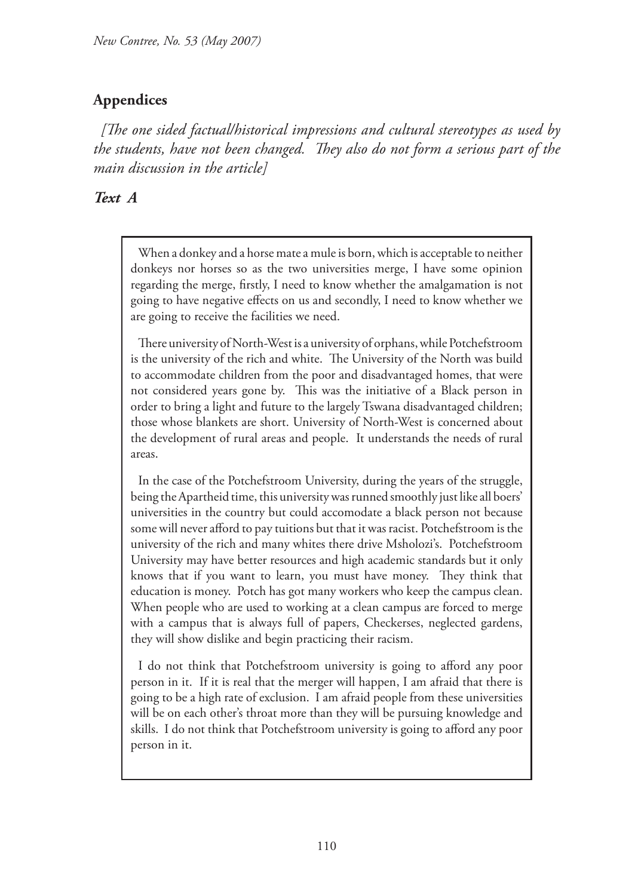## Appendices

*[The one sided factual/historical impressions and cultural stereotypes as used by the students, have not been changed. They also do not form a serious part of the main discussion in the article]*

### *Text A*

When a donkey and a horse mate a mule is born, which is acceptable to neither donkeys nor horses so as the two universities merge, I have some opinion regarding the merge, firstly, I need to know whether the amalgamation is not going to have negative effects on us and secondly, I need to know whether we are going to receive the facilities we need.

There university of North-West is a university of orphans, while Potchefstroom is the university of the rich and white. The University of the North was build to accommodate children from the poor and disadvantaged homes, that were not considered years gone by. This was the initiative of a Black person in order to bring a light and future to the largely Tswana disadvantaged children; those whose blankets are short. University of North-West is concerned about the development of rural areas and people. It understands the needs of rural areas.

In the case of the Potchefstroom University, during the years of the struggle, being the Apartheid time, this university was runned smoothly just like all boers' universities in the country but could accomodate a black person not because some will never afford to pay tuitions but that it was racist. Potchefstroom is the university of the rich and many whites there drive Msholozi's. Potchefstroom University may have better resources and high academic standards but it only knows that if you want to learn, you must have money. They think that education is money. Potch has got many workers who keep the campus clean. When people who are used to working at a clean campus are forced to merge with a campus that is always full of papers, Checkerses, neglected gardens, they will show dislike and begin practicing their racism.

I do not think that Potchefstroom university is going to afford any poor person in it. If it is real that the merger will happen, I am afraid that there is going to be a high rate of exclusion. I am afraid people from these universities will be on each other's throat more than they will be pursuing knowledge and skills. I do not think that Potchefstroom university is going to afford any poor person in it.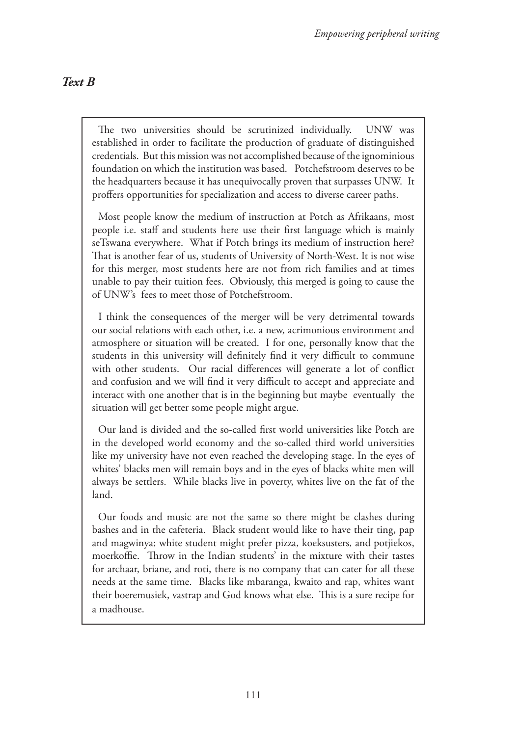## *Text B*

The two universities should be scrutinized individually. UNW was established in order to facilitate the production of graduate of distinguished credentials. But this mission was not accomplished because of the ignominious foundation on which the institution was based. Potchefstroom deserves to be the headquarters because it has unequivocally proven that surpasses UNW. It proffers opportunities for specialization and access to diverse career paths.

Most people know the medium of instruction at Potch as Afrikaans, most people i.e. staff and students here use their first language which is mainly seTswana everywhere. What if Potch brings its medium of instruction here? That is another fear of us, students of University of North-West. It is not wise for this merger, most students here are not from rich families and at times unable to pay their tuition fees. Obviously, this merged is going to cause the of UNW's fees to meet those of Potchefstroom.

I think the consequences of the merger will be very detrimental towards our social relations with each other, i.e. a new, acrimonious environment and atmosphere or situation will be created. I for one, personally know that the students in this university will definitely find it very difficult to commune with other students. Our racial differences will generate a lot of conflict and confusion and we will find it very difficult to accept and appreciate and interact with one another that is in the beginning but maybe eventually the situation will get better some people might argue.

Our land is divided and the so-called first world universities like Potch are in the developed world economy and the so-called third world universities like my university have not even reached the developing stage. In the eyes of whites' blacks men will remain boys and in the eyes of blacks white men will always be settlers. While blacks live in poverty, whites live on the fat of the land.

Our foods and music are not the same so there might be clashes during bashes and in the cafeteria. Black student would like to have their ting, pap and magwinya; white student might prefer pizza, koeksusters, and potjiekos, moerkoffie. Throw in the Indian students' in the mixture with their tastes for archaar, briane, and roti, there is no company that can cater for all these needs at the same time. Blacks like mbaranga, kwaito and rap, whites want their boeremusiek, vastrap and God knows what else. This is a sure recipe for a madhouse.